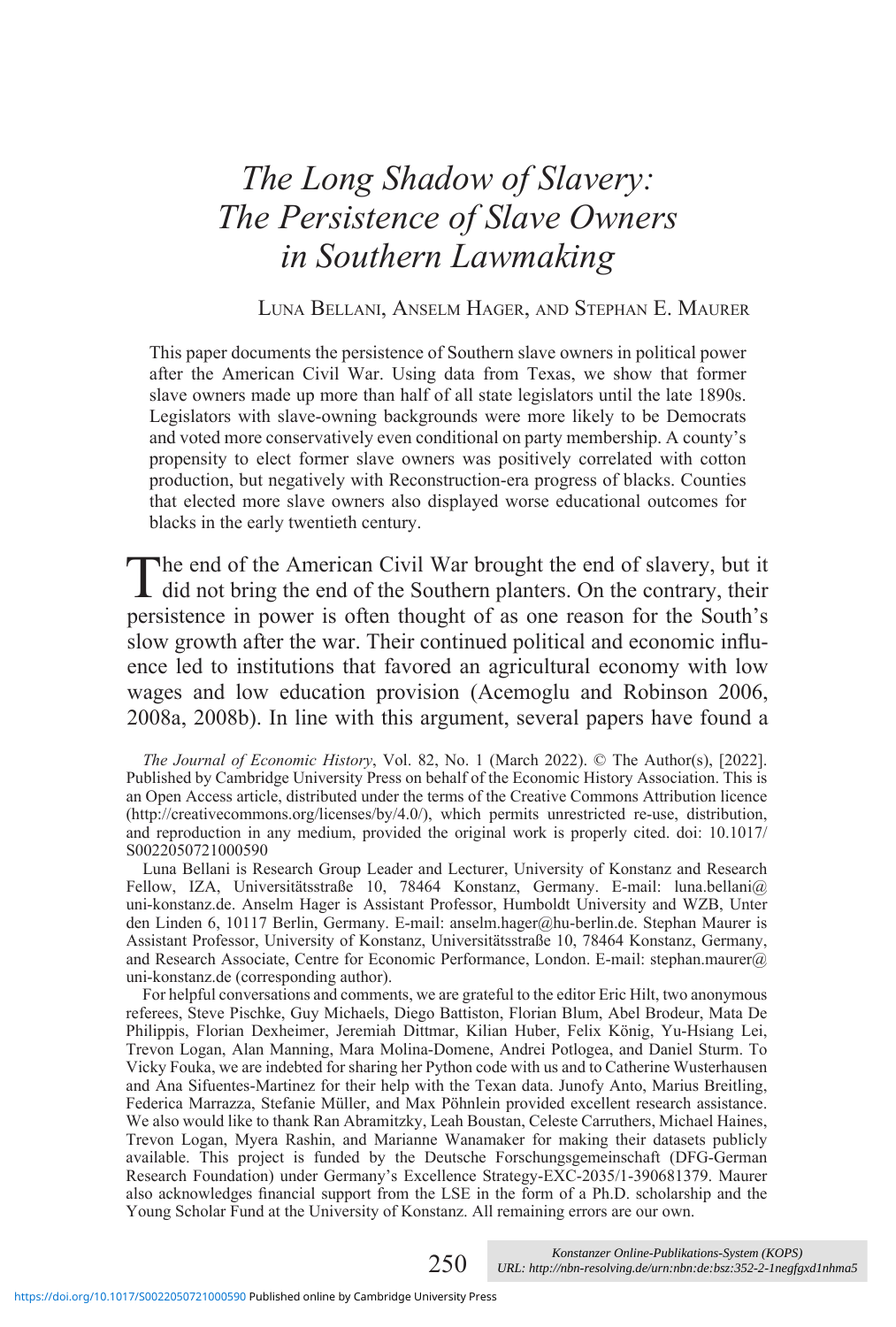# *The Long Shadow of Slavery: The Persistence of Slave Owners in Southern Lawmaking*

Luna Bellani, Anselm Hager, and Stephan E. Maurer

This paper documents the persistence of Southern slave owners in political power after the American Civil War. Using data from Texas, we show that former slave owners made up more than half of all state legislators until the late 1890s. Legislators with slave-owning backgrounds were more likely to be Democrats and voted more conservatively even conditional on party membership. A county's propensity to elect former slave owners was positively correlated with cotton production, but negatively with Reconstruction-era progress of blacks. Counties that elected more slave owners also displayed worse educational outcomes for blacks in the early twentieth century.

The end of the American Civil War brought the end of slavery, but it did not bring the end of the Southern planters. On the contrary, their persistence in power is often thought of as one reason for the South's slow growth after the war. Their continued political and economic influence led to institutions that favored an agricultural economy with low wages and low education provision (Acemoglu and Robinson 2006, 2008a, 2008b). In line with this argument, several papers have found a

*The Journal of Economic History*, Vol. 82, No. 1 (March 2022). © The Author(s), [2022]. Published by Cambridge University Press on behalf of the Economic History Association. This is an Open Access article, distributed under the terms of the Creative Commons Attribution licence (http://creativecommons.org/licenses/by/4.0/), which permits unrestricted re-use, distribution, and reproduction in any medium, provided the original work is properly cited. doi: 10.1017/S0022050721000590

Luna Bellani is Research Group Leader and Lecturer, University of Konstanz and Research Fellow, IZA, Universitätsstraße 10, 78464 Konstanz, Germany. E-mail: luna.bellani@uni-konstanz.de. Anselm Hager is Assistant Professor, Humboldt University and WZB, Unter den Linden 6, 10117 Berlin, Germany. E-mail: anselm.hager@hu-berlin.de. Stephan Maurer is Assistant Professor, University of Konstanz, Universitätsstraße 10, 78464 Konstanz, Germany, and Research Associate, Centre for Economic Performance, London. E-mail: stephan.maurer@uni-konstanz.de (corresponding author).

For helpful conversations and comments, we are grateful to the editor Eric Hilt, two anonymous referees, Steve Pischke, Guy Michaels, Diego Battiston, Florian Blum, Abel Brodeur, Mata De Philippis, Florian Dexheimer, Jeremiah Dittmar, Kilian Huber, Felix König, Yu-Hsiang Lei, Trevon Logan, Alan Manning, Mara Molina-Domene, Andrei Potlogea, and Daniel Sturm. To Vicky Fouka, we are indebted for sharing her Python code with us and to Catherine Wusterhausen and Ana Sifuentes-Martinez for their help with the Texan data. Junofy Anto, Marius Breitling, Federica Marrazza, Stefanie Müller, and Max Pöhnlein provided excellent research assistance. We also would like to thank Ran Abramitzky, Leah Boustan, Celeste Carruthers, Michael Haines, Trevon Logan, Myera Rashin, and Marianne Wanamaker for making their datasets publicly available. This project is funded by the Deutsche Forschungsgemeinschaft (DFG-German Research Foundation) under Germany's Excellence Strategy-EXC-2035/1-390681379. Maurer also acknowledges financial support from the LSE in the form of a Ph.D. scholarship and the Young Scholar Fund at the University of Konstanz. All remaining errors are our own.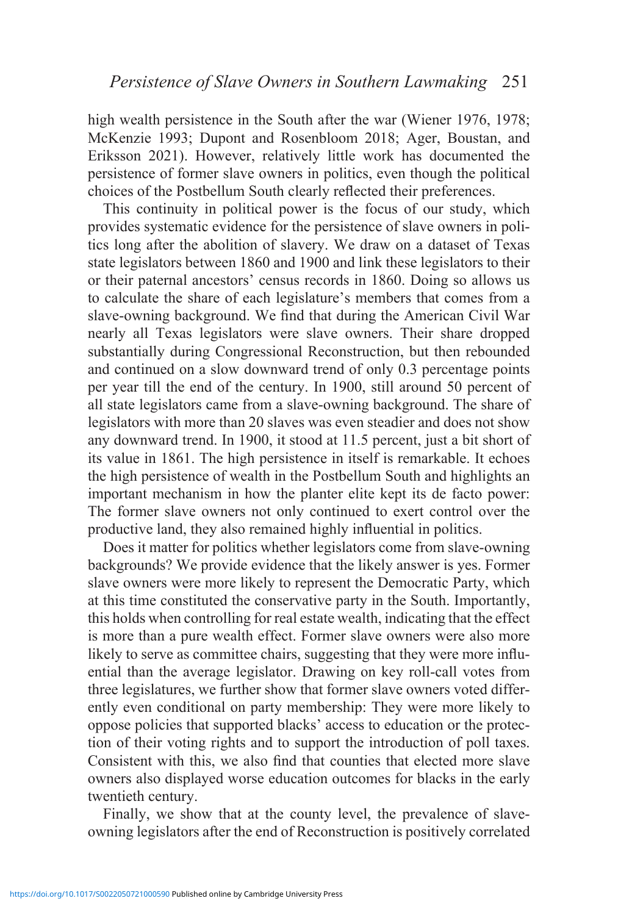high wealth persistence in the South after the war (Wiener 1976, 1978; McKenzie 1993; Dupont and Rosenbloom 2018; Ager, Boustan, and Eriksson 2021). However, relatively little work has documented the persistence of former slave owners in politics, even though the political choices of the Postbellum South clearly reflected their preferences.

This continuity in political power is the focus of our study, which provides systematic evidence for the persistence of slave owners in politics long after the abolition of slavery. We draw on a dataset of Texas state legislators between 1860 and 1900 and link these legislators to their or their paternal ancestors' census records in 1860. Doing so allows us to calculate the share of each legislature's members that comes from a slave-owning background. We find that during the American Civil War nearly all Texas legislators were slave owners. Their share dropped substantially during Congressional Reconstruction, but then rebounded and continued on a slow downward trend of only 0.3 percentage points per year till the end of the century. In 1900, still around 50 percent of all state legislators came from a slave-owning background. The share of legislators with more than 20 slaves was even steadier and does not show any downward trend. In 1900, it stood at 11.5 percent, just a bit short of its value in 1861. The high persistence in itself is remarkable. It echoes the high persistence of wealth in the Postbellum South and highlights an important mechanism in how the planter elite kept its de facto power: The former slave owners not only continued to exert control over the productive land, they also remained highly influential in politics.

Does it matter for politics whether legislators come from slave-owning backgrounds? We provide evidence that the likely answer is yes. Former slave owners were more likely to represent the Democratic Party, which at this time constituted the conservative party in the South. Importantly, this holds when controlling for real estate wealth, indicating that the effect is more than a pure wealth effect. Former slave owners were also more likely to serve as committee chairs, suggesting that they were more influential than the average legislator. Drawing on key roll-call votes from three legislatures, we further show that former slave owners voted differently even conditional on party membership: They were more likely to oppose policies that supported blacks' access to education or the protection of their voting rights and to support the introduction of poll taxes. Consistent with this, we also find that counties that elected more slave owners also displayed worse education outcomes for blacks in the early twentieth century.

Finally, we show that at the county level, the prevalence of slave-owning legislators after the end of Reconstruction is positively correlated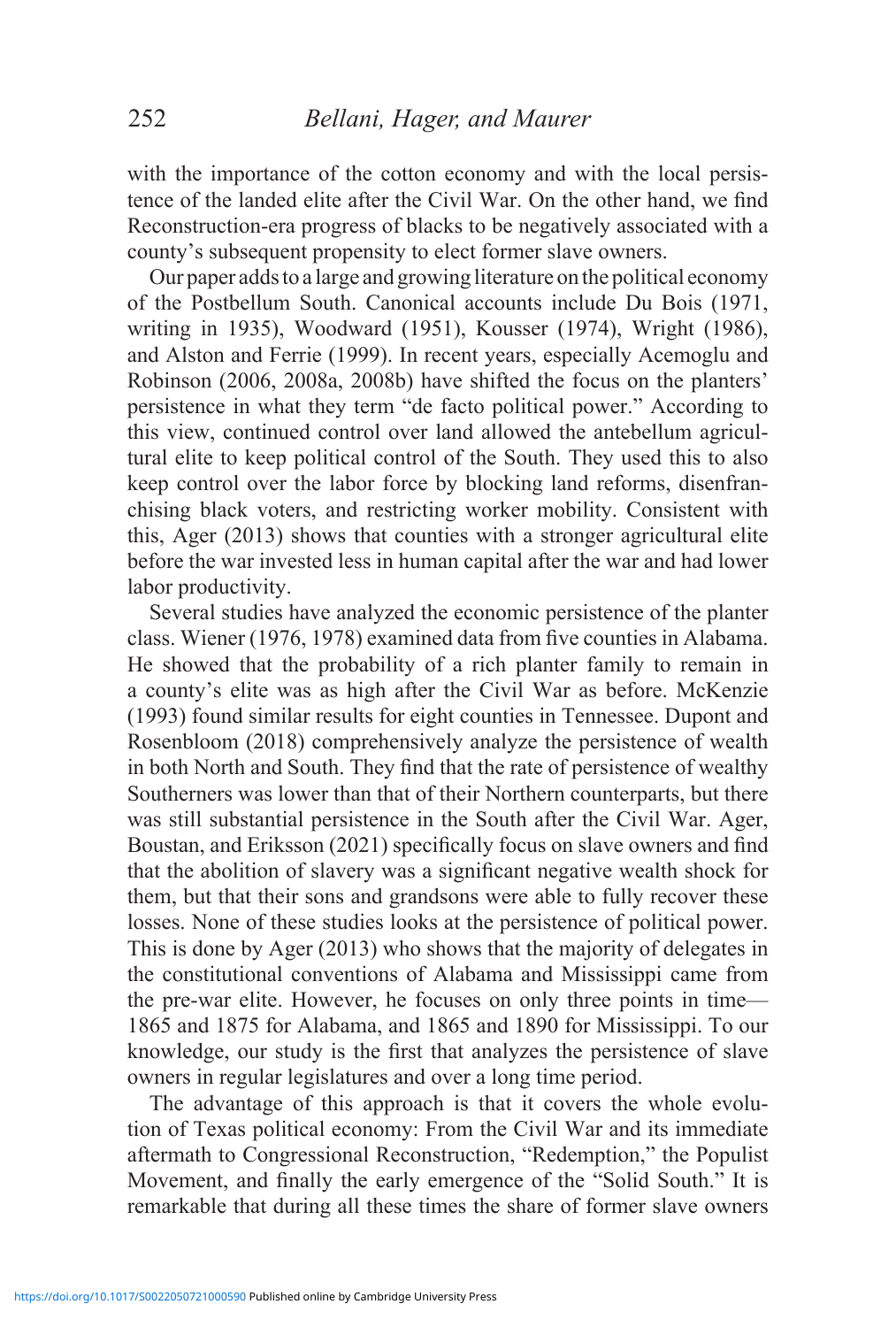with the importance of the cotton economy and with the local persistence of the landed elite after the Civil War. On the other hand, we find Reconstruction-era progress of blacks to be negatively associated with a county's subsequent propensity to elect former slave owners.

Our paper adds to a large and growing literature on the political economy of the Postbellum South. Canonical accounts include Du Bois (1971, writing in 1935), Woodward (1951), Kousser (1974), Wright (1986), and Alston and Ferrie (1999). In recent years, especially Acemoglu and Robinson (2006, 2008a, 2008b) have shifted the focus on the planters' persistence in what they term "de facto political power." According to this view, continued control over land allowed the antebellum agricultural elite to keep political control of the South. They used this to also keep control over the labor force by blocking land reforms, disenfranchising black voters, and restricting worker mobility. Consistent with this, Ager (2013) shows that counties with a stronger agricultural elite before the war invested less in human capital after the war and had lower labor productivity.

Several studies have analyzed the economic persistence of the planter class. Wiener (1976, 1978) examined data from five counties in Alabama. He showed that the probability of a rich planter family to remain in a county's elite was as high after the Civil War as before. McKenzie (1993) found similar results for eight counties in Tennessee. Dupont and Rosenbloom (2018) comprehensively analyze the persistence of wealth in both North and South. They find that the rate of persistence of wealthy Southerners was lower than that of their Northern counterparts, but there was still substantial persistence in the South after the Civil War. Ager, Boustan, and Eriksson (2021) specifically focus on slave owners and find that the abolition of slavery was a significant negative wealth shock for them, but that their sons and grandsons were able to fully recover these losses. None of these studies looks at the persistence of political power. This is done by Ager (2013) who shows that the majority of delegates in the constitutional conventions of Alabama and Mississippi came from the pre-war elite. However, he focuses on only three points in time—1865 and 1875 for Alabama, and 1865 and 1890 for Mississippi. To our knowledge, our study is the first that analyzes the persistence of slave owners in regular legislatures and over a long time period.

The advantage of this approach is that it covers the whole evolution of Texas political economy: From the Civil War and its immediate aftermath to Congressional Reconstruction, "Redemption," the Populist Movement, and finally the early emergence of the "Solid South." It is remarkable that during all these times the share of former slave owners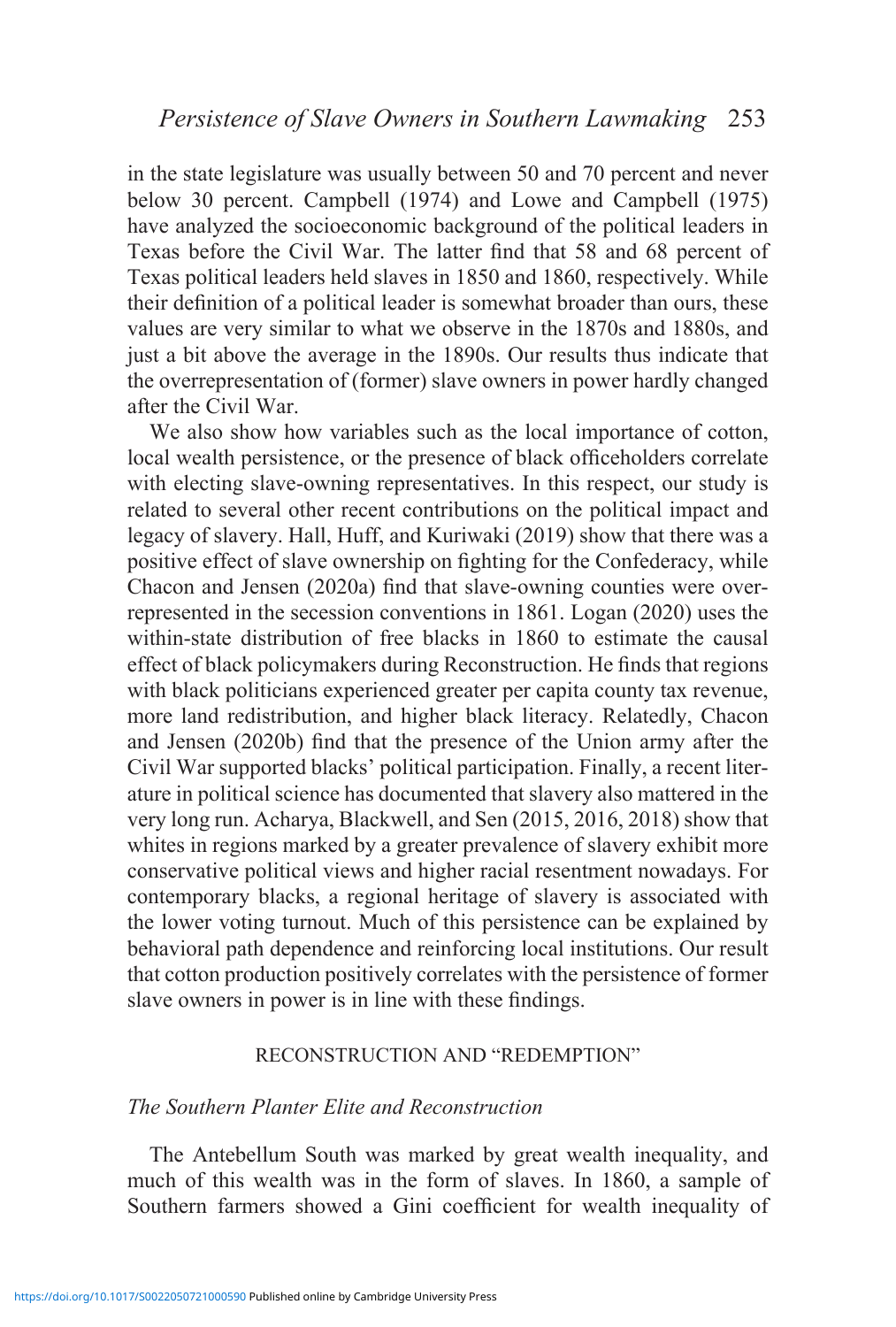in the state legislature was usually between 50 and 70 percent and never below 30 percent. Campbell (1974) and Lowe and Campbell (1975) have analyzed the socioeconomic background of the political leaders in Texas before the Civil War. The latter find that 58 and 68 percent of Texas political leaders held slaves in 1850 and 1860, respectively. While their definition of a political leader is somewhat broader than ours, these values are very similar to what we observe in the 1870s and 1880s, and just a bit above the average in the 1890s. Our results thus indicate that the overrepresentation of (former) slave owners in power hardly changed after the Civil War.

We also show how variables such as the local importance of cotton, local wealth persistence, or the presence of black officeholders correlate with electing slave-owning representatives. In this respect, our study is related to several other recent contributions on the political impact and legacy of slavery. Hall, Huff, and Kuriwaki (2019) show that there was a positive effect of slave ownership on fighting for the Confederacy, while Chacon and Jensen (2020a) find that slave-owning counties were overrepresented in the secession conventions in 1861. Logan (2020) uses the within-state distribution of free blacks in 1860 to estimate the causal effect of black policymakers during Reconstruction. He finds that regions with black politicians experienced greater per capita county tax revenue, more land redistribution, and higher black literacy. Relatedly, Chacon and Jensen (2020b) find that the presence of the Union army after the Civil War supported blacks' political participation. Finally, a recent literature in political science has documented that slavery also mattered in the very long run. Acharya, Blackwell, and Sen (2015, 2016, 2018) show that whites in regions marked by a greater prevalence of slavery exhibit more conservative political views and higher racial resentment nowadays. For contemporary blacks, a regional heritage of slavery is associated with the lower voting turnout. Much of this persistence can be explained by behavioral path dependence and reinforcing local institutions. Our result that cotton production positively correlates with the persistence of former slave owners in power is in line with these findings.

## RECONSTRUCTION AND "REDEMPTION"

### *The Southern Planter Elite and Reconstruction*

The Antebellum South was marked by great wealth inequality, and much of this wealth was in the form of slaves. In 1860, a sample of Southern farmers showed a Gini coefficient for wealth inequality of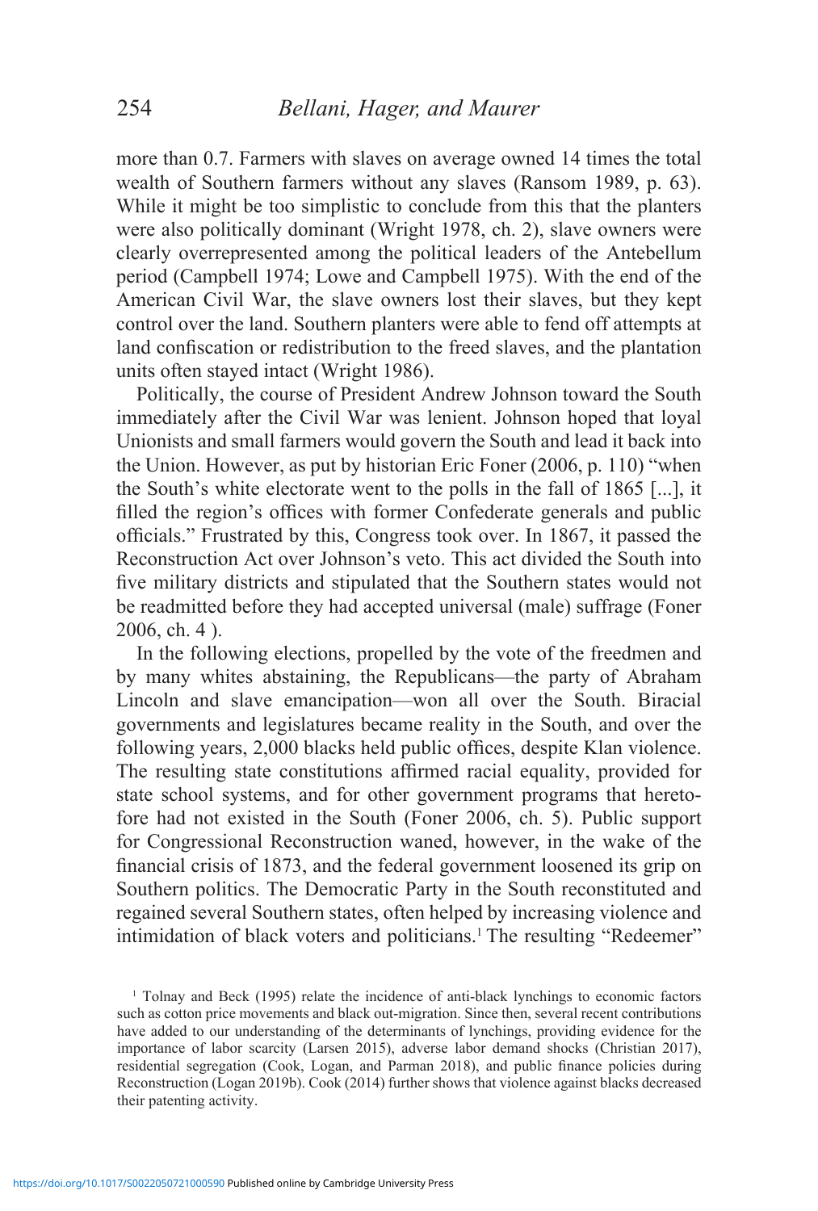more than 0.7. Farmers with slaves on average owned 14 times the total wealth of Southern farmers without any slaves (Ransom 1989, p. 63). While it might be too simplistic to conclude from this that the planters were also politically dominant (Wright 1978, ch. 2), slave owners were clearly overrepresented among the political leaders of the Antebellum period (Campbell 1974; Lowe and Campbell 1975). With the end of the American Civil War, the slave owners lost their slaves, but they kept control over the land. Southern planters were able to fend off attempts at land confiscation or redistribution to the freed slaves, and the plantation units often stayed intact (Wright 1986).

Politically, the course of President Andrew Johnson toward the South immediately after the Civil War was lenient. Johnson hoped that loyal Unionists and small farmers would govern the South and lead it back into the Union. However, as put by historian Eric Foner (2006, p. 110) "when the South's white electorate went to the polls in the fall of 1865 [...], it filled the region's offices with former Confederate generals and public officials." Frustrated by this, Congress took over. In 1867, it passed the Reconstruction Act over Johnson's veto. This act divided the South into five military districts and stipulated that the Southern states would not be readmitted before they had accepted universal (male) suffrage (Foner 2006, ch. 4 ).

In the following elections, propelled by the vote of the freedmen and by many whites abstaining, the Republicans—the party of Abraham Lincoln and slave emancipation—won all over the South. Biracial governments and legislatures became reality in the South, and over the following years, 2,000 blacks held public offices, despite Klan violence. The resulting state constitutions affirmed racial equality, provided for state school systems, and for other government programs that heretofore had not existed in the South (Foner 2006, ch. 5). Public support for Congressional Reconstruction waned, however, in the wake of the financial crisis of 1873, and the federal government loosened its grip on Southern politics. The Democratic Party in the South reconstituted and regained several Southern states, often helped by increasing violence and intimidation of black voters and politicians.[1] The resulting "Redeemer"

[1] Tolnay and Beck (1995) relate the incidence of anti-black lynchings to economic factors such as cotton price movements and black out-migration. Since then, several recent contributions have added to our understanding of the determinants of lynchings, providing evidence for the importance of labor scarcity (Larsen 2015), adverse labor demand shocks (Christian 2017), residential segregation (Cook, Logan, and Parman 2018), and public finance policies during Reconstruction (Logan 2019b). Cook (2014) further shows that violence against blacks decreased their patenting activity.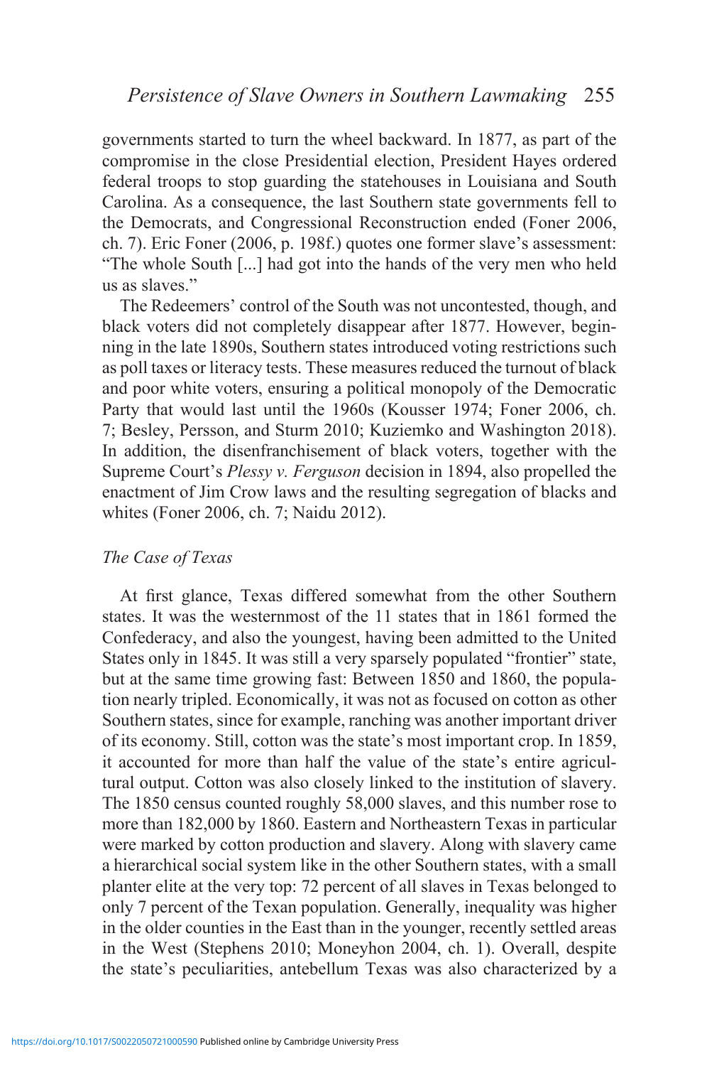governments started to turn the wheel backward. In 1877, as part of the compromise in the close Presidential election, President Hayes ordered federal troops to stop guarding the statehouses in Louisiana and South Carolina. As a consequence, the last Southern state governments fell to the Democrats, and Congressional Reconstruction ended (Foner 2006, ch. 7). Eric Foner (2006, p. 198f.) quotes one former slave's assessment: "The whole South [...] had got into the hands of the very men who held us as slaves."

The Redeemers' control of the South was not uncontested, though, and black voters did not completely disappear after 1877. However, beginning in the late 1890s, Southern states introduced voting restrictions such as poll taxes or literacy tests. These measures reduced the turnout of black and poor white voters, ensuring a political monopoly of the Democratic Party that would last until the 1960s (Kousser 1974; Foner 2006, ch. 7; Besley, Persson, and Sturm 2010; Kuziemko and Washington 2018). In addition, the disenfranchisement of black voters, together with the Supreme Court's *Plessy v. Ferguson* decision in 1894, also propelled the enactment of Jim Crow laws and the resulting segregation of blacks and whites (Foner 2006, ch. 7; Naidu 2012).

### *The Case of Texas*

At first glance, Texas differed somewhat from the other Southern states. It was the westernmost of the 11 states that in 1861 formed the Confederacy, and also the youngest, having been admitted to the United States only in 1845. It was still a very sparsely populated "frontier" state, but at the same time growing fast: Between 1850 and 1860, the population nearly tripled. Economically, it was not as focused on cotton as other Southern states, since for example, ranching was another important driver of its economy. Still, cotton was the state's most important crop. In 1859, it accounted for more than half the value of the state's entire agricultural output. Cotton was also closely linked to the institution of slavery. The 1850 census counted roughly 58,000 slaves, and this number rose to more than 182,000 by 1860. Eastern and Northeastern Texas in particular were marked by cotton production and slavery. Along with slavery came a hierarchical social system like in the other Southern states, with a small planter elite at the very top: 72 percent of all slaves in Texas belonged to only 7 percent of the Texan population. Generally, inequality was higher in the older counties in the East than in the younger, recently settled areas in the West (Stephens 2010; Moneyhon 2004, ch. 1). Overall, despite the state's peculiarities, antebellum Texas was also characterized by a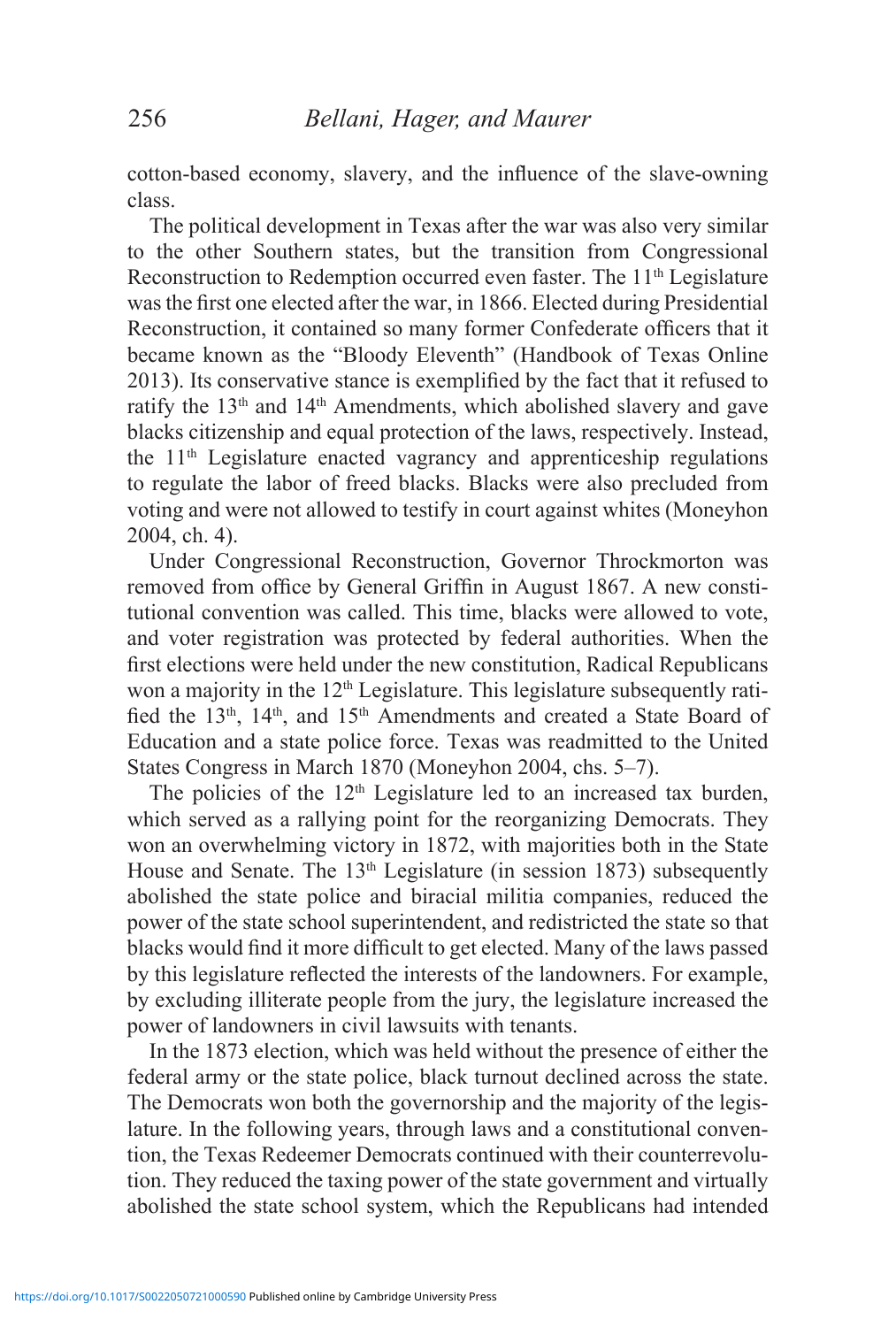cotton-based economy, slavery, and the influence of the slave-owning class.

The political development in Texas after the war was also very similar to the other Southern states, but the transition from Congressional Reconstruction to Redemption occurred even faster. The 11th Legislature was the first one elected after the war, in 1866. Elected during Presidential Reconstruction, it contained so many former Confederate officers that it became known as the "Bloody Eleventh" (Handbook of Texas Online 2013). Its conservative stance is exemplified by the fact that it refused to ratify the 13th and 14th Amendments, which abolished slavery and gave blacks citizenship and equal protection of the laws, respectively. Instead, the 11th Legislature enacted vagrancy and apprenticeship regulations to regulate the labor of freed blacks. Blacks were also precluded from voting and were not allowed to testify in court against whites (Moneyhon 2004, ch. 4).

Under Congressional Reconstruction, Governor Throckmorton was removed from office by General Griffin in August 1867. A new constitutional convention was called. This time, blacks were allowed to vote, and voter registration was protected by federal authorities. When the first elections were held under the new constitution, Radical Republicans won a majority in the 12th Legislature. This legislature subsequently ratified the 13th, 14th, and 15th Amendments and created a State Board of Education and a state police force. Texas was readmitted to the United States Congress in March 1870 (Moneyhon 2004, chs. 5–7).

The policies of the 12th Legislature led to an increased tax burden, which served as a rallying point for the reorganizing Democrats. They won an overwhelming victory in 1872, with majorities both in the State House and Senate. The 13th Legislature (in session 1873) subsequently abolished the state police and biracial militia companies, reduced the power of the state school superintendent, and redistricted the state so that blacks would find it more difficult to get elected. Many of the laws passed by this legislature reflected the interests of the landowners. For example, by excluding illiterate people from the jury, the legislature increased the power of landowners in civil lawsuits with tenants.

In the 1873 election, which was held without the presence of either the federal army or the state police, black turnout declined across the state. The Democrats won both the governorship and the majority of the legislature. In the following years, through laws and a constitutional convention, the Texas Redeemer Democrats continued with their counterrevolution. They reduced the taxing power of the state government and virtually abolished the state school system, which the Republicans had intended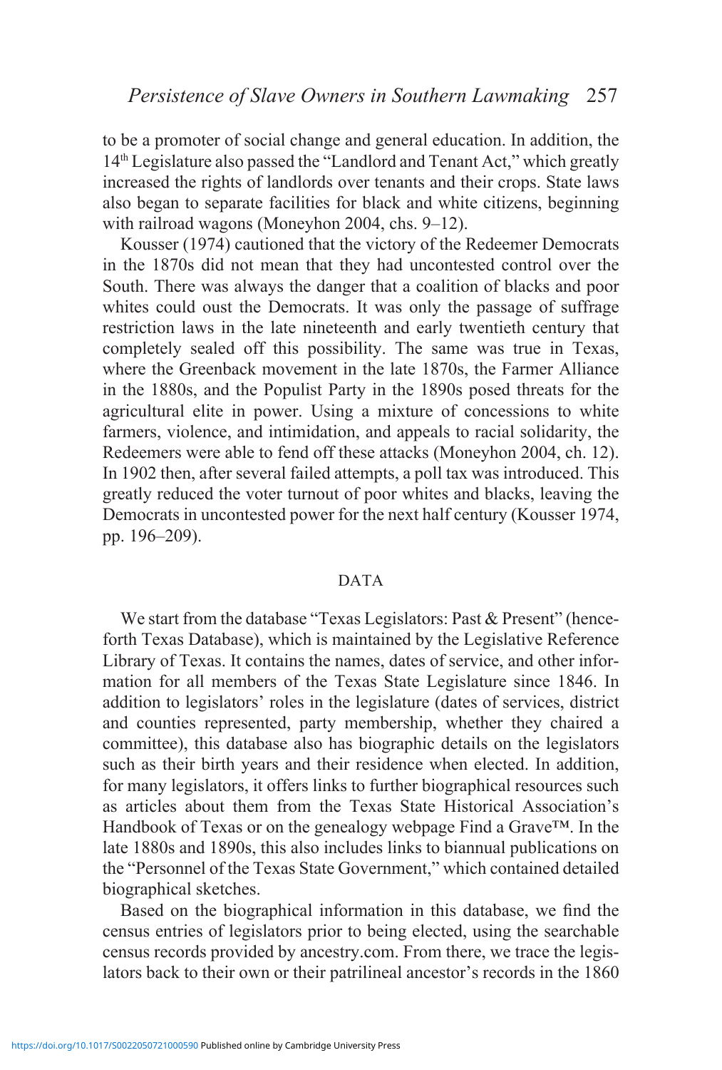to be a promoter of social change and general education. In addition, the 14th Legislature also passed the "Landlord and Tenant Act," which greatly increased the rights of landlords over tenants and their crops. State laws also began to separate facilities for black and white citizens, beginning with railroad wagons (Moneyhon 2004, chs. 9–12).

Kousser (1974) cautioned that the victory of the Redeemer Democrats in the 1870s did not mean that they had uncontested control over the South. There was always the danger that a coalition of blacks and poor whites could oust the Democrats. It was only the passage of suffrage restriction laws in the late nineteenth and early twentieth century that completely sealed off this possibility. The same was true in Texas, where the Greenback movement in the late 1870s, the Farmer Alliance in the 1880s, and the Populist Party in the 1890s posed threats for the agricultural elite in power. Using a mixture of concessions to white farmers, violence, and intimidation, and appeals to racial solidarity, the Redeemers were able to fend off these attacks (Moneyhon 2004, ch. 12). In 1902 then, after several failed attempts, a poll tax was introduced. This greatly reduced the voter turnout of poor whites and blacks, leaving the Democrats in uncontested power for the next half century (Kousser 1974, pp. 196–209).

## DATA

We start from the database "Texas Legislators: Past & Present" (henceforth Texas Database), which is maintained by the Legislative Reference Library of Texas. It contains the names, dates of service, and other information for all members of the Texas State Legislature since 1846. In addition to legislators' roles in the legislature (dates of services, district and counties represented, party membership, whether they chaired a committee), this database also has biographic details on the legislators such as their birth years and their residence when elected. In addition, for many legislators, it offers links to further biographical resources such as articles about them from the Texas State Historical Association's Handbook of Texas or on the genealogy webpage Find a Grave™. In the late 1880s and 1890s, this also includes links to biannual publications on the "Personnel of the Texas State Government," which contained detailed biographical sketches.

Based on the biographical information in this database, we find the census entries of legislators prior to being elected, using the searchable census records provided by ancestry.com. From there, we trace the legislators back to their own or their patrilineal ancestor's records in the 1860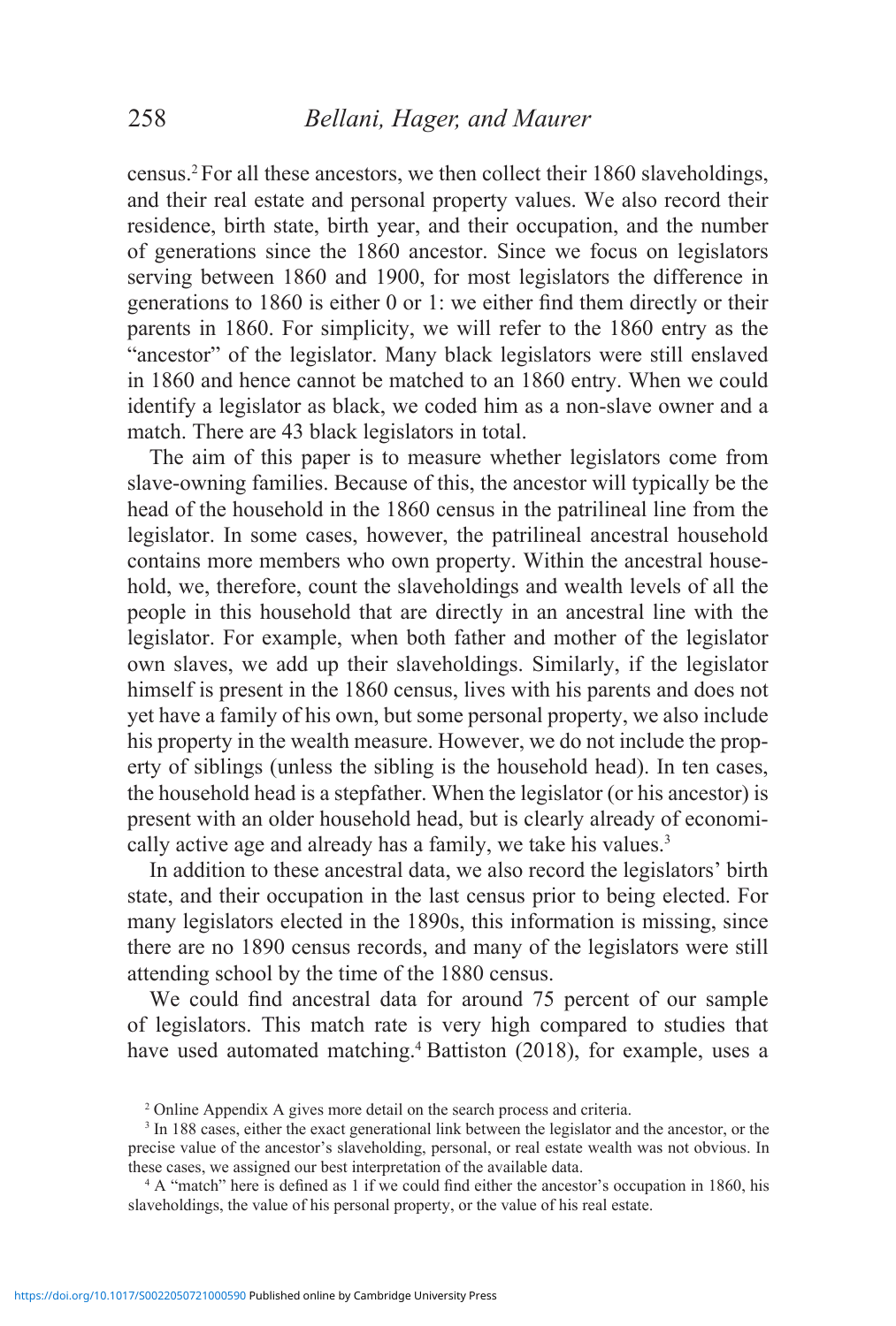census.[2] For all these ancestors, we then collect their 1860 slaveholdings, and their real estate and personal property values. We also record their residence, birth state, birth year, and their occupation, and the number of generations since the 1860 ancestor. Since we focus on legislators serving between 1860 and 1900, for most legislators the difference in generations to 1860 is either 0 or 1: we either find them directly or their parents in 1860. For simplicity, we will refer to the 1860 entry as the "ancestor" of the legislator. Many black legislators were still enslaved in 1860 and hence cannot be matched to an 1860 entry. When we could identify a legislator as black, we coded him as a non-slave owner and a match. There are 43 black legislators in total.

The aim of this paper is to measure whether legislators come from slave-owning families. Because of this, the ancestor will typically be the head of the household in the 1860 census in the patrilineal line from the legislator. In some cases, however, the patrilineal ancestral household contains more members who own property. Within the ancestral household, we, therefore, count the slaveholdings and wealth levels of all the people in this household that are directly in an ancestral line with the legislator. For example, when both father and mother of the legislator own slaves, we add up their slaveholdings. Similarly, if the legislator himself is present in the 1860 census, lives with his parents and does not yet have a family of his own, but some personal property, we also include his property in the wealth measure. However, we do not include the property of siblings (unless the sibling is the household head). In ten cases, the household head is a stepfather. When the legislator (or his ancestor) is present with an older household head, but is clearly already of economically active age and already has a family, we take his values.[3]

In addition to these ancestral data, we also record the legislators' birth state, and their occupation in the last census prior to being elected. For many legislators elected in the 1890s, this information is missing, since there are no 1890 census records, and many of the legislators were still attending school by the time of the 1880 census.

We could find ancestral data for around 75 percent of our sample of legislators. This match rate is very high compared to studies that have used automated matching.[4] Battiston (2018), for example, uses a

[2] Online Appendix A gives more detail on the search process and criteria.

[3] In 188 cases, either the exact generational link between the legislator and the ancestor, or the precise value of the ancestor's slaveholding, personal, or real estate wealth was not obvious. In these cases, we assigned our best interpretation of the available data.

[4] A "match" here is defined as 1 if we could find either the ancestor's occupation in 1860, his slaveholdings, the value of his personal property, or the value of his real estate.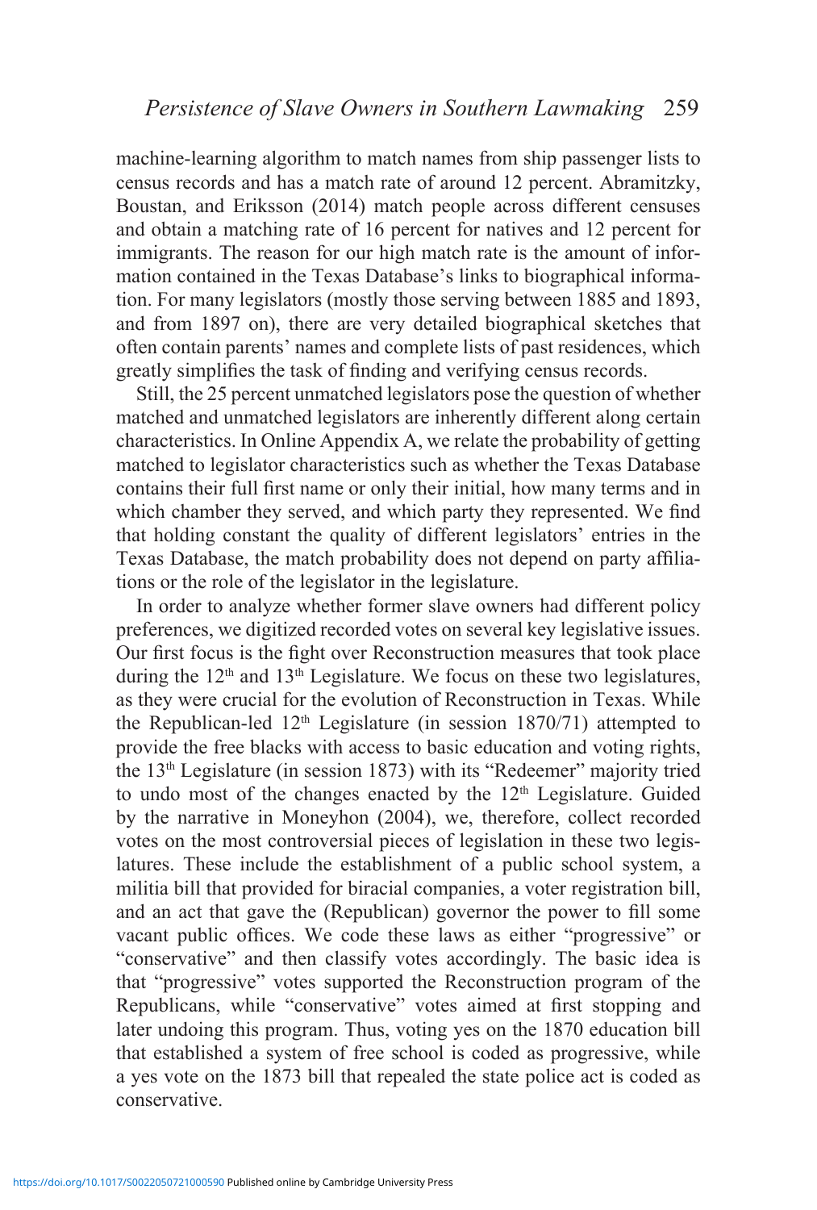machine-learning algorithm to match names from ship passenger lists to census records and has a match rate of around 12 percent. Abramitzky, Boustan, and Eriksson (2014) match people across different censuses and obtain a matching rate of 16 percent for natives and 12 percent for immigrants. The reason for our high match rate is the amount of information contained in the Texas Database's links to biographical information. For many legislators (mostly those serving between 1885 and 1893, and from 1897 on), there are very detailed biographical sketches that often contain parents' names and complete lists of past residences, which greatly simplifies the task of finding and verifying census records.

Still, the 25 percent unmatched legislators pose the question of whether matched and unmatched legislators are inherently different along certain characteristics. In Online Appendix A, we relate the probability of getting matched to legislator characteristics such as whether the Texas Database contains their full first name or only their initial, how many terms and in which chamber they served, and which party they represented. We find that holding constant the quality of different legislators' entries in the Texas Database, the match probability does not depend on party affiliations or the role of the legislator in the legislature.

In order to analyze whether former slave owners had different policy preferences, we digitized recorded votes on several key legislative issues. Our first focus is the fight over Reconstruction measures that took place during the 12th and 13th Legislature. We focus on these two legislatures, as they were crucial for the evolution of Reconstruction in Texas. While the Republican-led 12th Legislature (in session 1870/71) attempted to provide the free blacks with access to basic education and voting rights, the 13th Legislature (in session 1873) with its "Redeemer" majority tried to undo most of the changes enacted by the 12th Legislature. Guided by the narrative in Moneyhon (2004), we, therefore, collect recorded votes on the most controversial pieces of legislation in these two legislatures. These include the establishment of a public school system, a militia bill that provided for biracial companies, a voter registration bill, and an act that gave the (Republican) governor the power to fill some vacant public offices. We code these laws as either "progressive" or "conservative" and then classify votes accordingly. The basic idea is that "progressive" votes supported the Reconstruction program of the Republicans, while "conservative" votes aimed at first stopping and later undoing this program. Thus, voting yes on the 1870 education bill that established a system of free school is coded as progressive, while a yes vote on the 1873 bill that repealed the state police act is coded as conservative.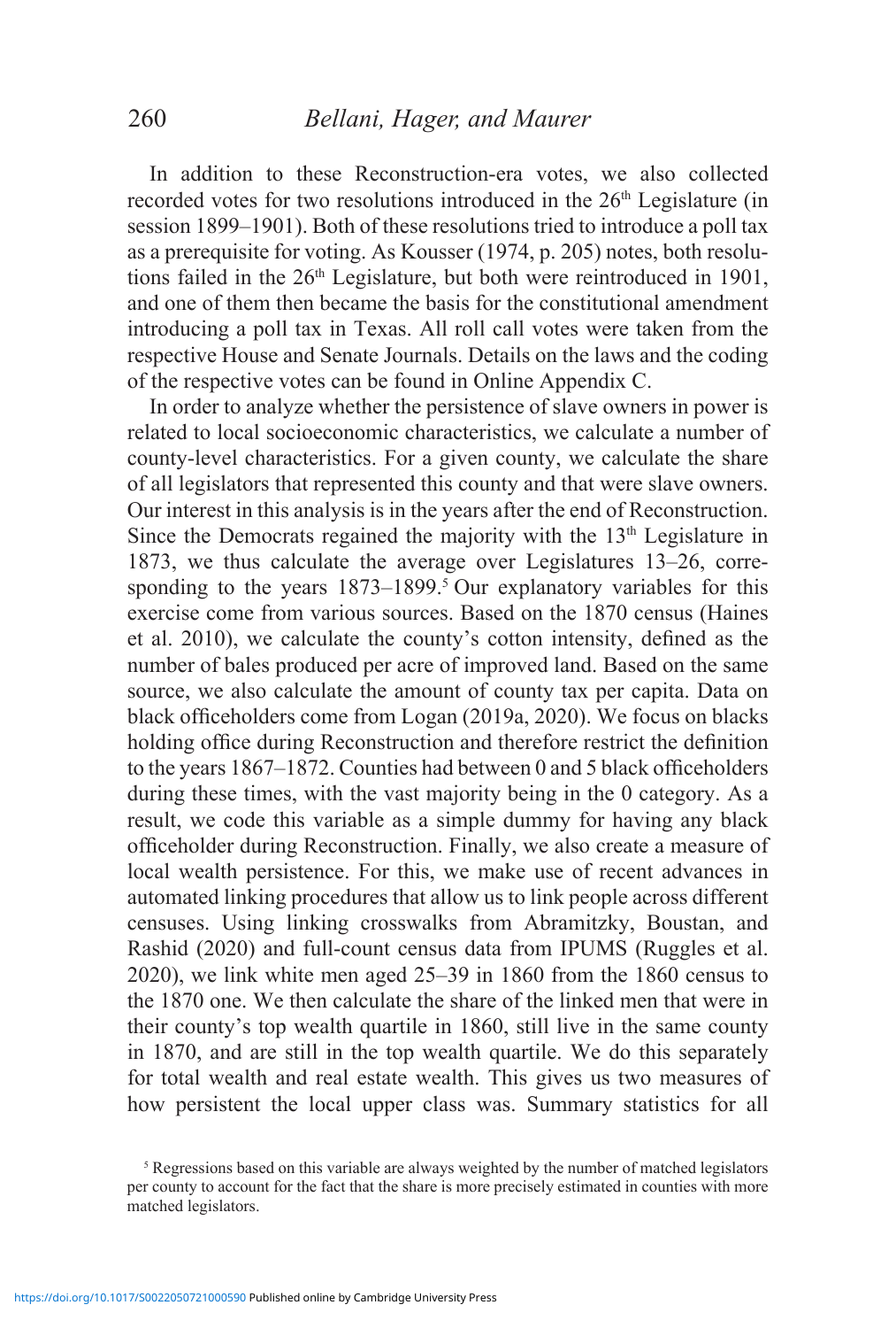In addition to these Reconstruction-era votes, we also collected recorded votes for two resolutions introduced in the 26th Legislature (in session 1899–1901). Both of these resolutions tried to introduce a poll tax as a prerequisite for voting. As Kousser (1974, p. 205) notes, both resolutions failed in the 26th Legislature, but both were reintroduced in 1901, and one of them then became the basis for the constitutional amendment introducing a poll tax in Texas. All roll call votes were taken from the respective House and Senate Journals. Details on the laws and the coding of the respective votes can be found in Online Appendix C.

In order to analyze whether the persistence of slave owners in power is related to local socioeconomic characteristics, we calculate a number of county-level characteristics. For a given county, we calculate the share of all legislators that represented this county and that were slave owners. Our interest in this analysis is in the years after the end of Reconstruction. Since the Democrats regained the majority with the 13th Legislature in 1873, we thus calculate the average over Legislatures 13–26, corresponding to the years 1873–1899.[5] Our explanatory variables for this exercise come from various sources. Based on the 1870 census (Haines et al. 2010), we calculate the county's cotton intensity, defined as the number of bales produced per acre of improved land. Based on the same source, we also calculate the amount of county tax per capita. Data on black officeholders come from Logan (2019a, 2020). We focus on blacks holding office during Reconstruction and therefore restrict the definition to the years 1867–1872. Counties had between 0 and 5 black officeholders during these times, with the vast majority being in the 0 category. As a result, we code this variable as a simple dummy for having any black officeholder during Reconstruction. Finally, we also create a measure of local wealth persistence. For this, we make use of recent advances in automated linking procedures that allow us to link people across different censuses. Using linking crosswalks from Abramitzky, Boustan, and Rashid (2020) and full-count census data from IPUMS (Ruggles et al. 2020), we link white men aged 25–39 in 1860 from the 1860 census to the 1870 one. We then calculate the share of the linked men that were in their county's top wealth quartile in 1860, still live in the same county in 1870, and are still in the top wealth quartile. We do this separately for total wealth and real estate wealth. This gives us two measures of how persistent the local upper class was. Summary statistics for all

[5] Regressions based on this variable are always weighted by the number of matched legislators per county to account for the fact that the share is more precisely estimated in counties with more matched legislators.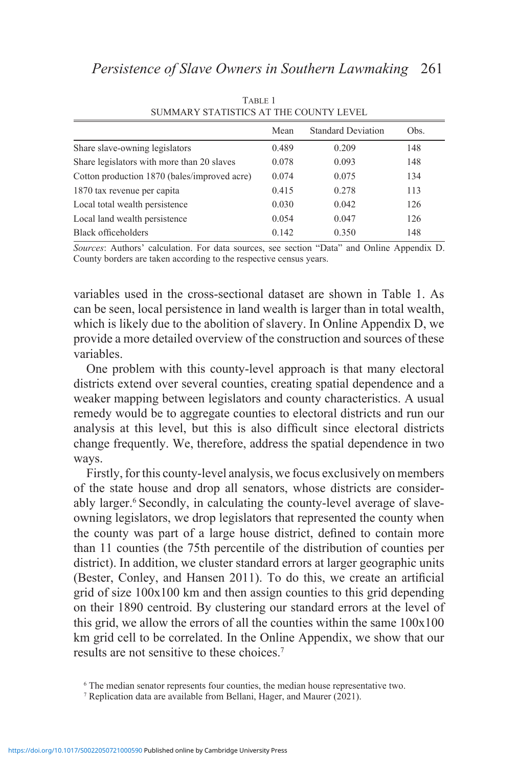TABLE 1
SUMMARY STATISTICS AT THE COUNTY LEVEL

| | Mean | Standard Deviation | Obs. |
|---|---|---|---|
| Share slave-owning legislators | 0.489 | 0.209 | 148 |
| Share legislators with more than 20 slaves | 0.078 | 0.093 | 148 |
| Cotton production 1870 (bales/improved acre) | 0.074 | 0.075 | 134 |
| 1870 tax revenue per capita | 0.415 | 0.278 | 113 |
| Local total wealth persistence | 0.030 | 0.042 | 126 |
| Local land wealth persistence | 0.054 | 0.047 | 126 |
| Black officeholders | 0.142 | 0.350 | 148 |

*Sources*: Authors' calculation. For data sources, see section "Data" and Online Appendix D. County borders are taken according to the respective census years.

variables used in the cross-sectional dataset are shown in Table 1. As can be seen, local persistence in land wealth is larger than in total wealth, which is likely due to the abolition of slavery. In Online Appendix D, we provide a more detailed overview of the construction and sources of these variables.

One problem with this county-level approach is that many electoral districts extend over several counties, creating spatial dependence and a weaker mapping between legislators and county characteristics. A usual remedy would be to aggregate counties to electoral districts and run our analysis at this level, but this is also difficult since electoral districts change frequently. We, therefore, address the spatial dependence in two ways.

Firstly, for this county-level analysis, we focus exclusively on members of the state house and drop all senators, whose districts are considerably larger.[6] Secondly, in calculating the county-level average of slave-owning legislators, we drop legislators that represented the county when the county was part of a large house district, defined to contain more than 11 counties (the 75th percentile of the distribution of counties per district). In addition, we cluster standard errors at larger geographic units (Bester, Conley, and Hansen 2011). To do this, we create an artificial grid of size 100x100 km and then assign counties to this grid depending on their 1890 centroid. By clustering our standard errors at the level of this grid, we allow the errors of all the counties within the same 100x100 km grid cell to be correlated. In the Online Appendix, we show that our results are not sensitive to these choices.[7]

[6] The median senator represents four counties, the median house representative two.

[7] Replication data are available from Bellani, Hager, and Maurer (2021).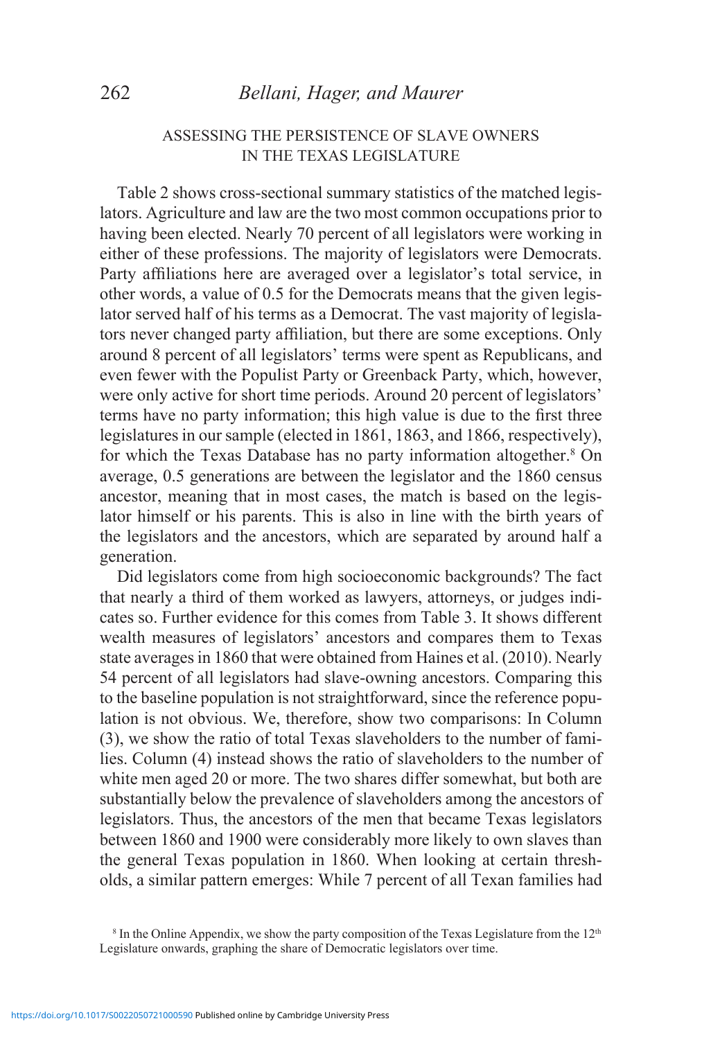## ASSESSING THE PERSISTENCE OF SLAVE OWNERS IN THE TEXAS LEGISLATURE

Table 2 shows cross-sectional summary statistics of the matched legislators. Agriculture and law are the two most common occupations prior to having been elected. Nearly 70 percent of all legislators were working in either of these professions. The majority of legislators were Democrats. Party affiliations here are averaged over a legislator's total service, in other words, a value of 0.5 for the Democrats means that the given legislator served half of his terms as a Democrat. The vast majority of legislators never changed party affiliation, but there are some exceptions. Only around 8 percent of all legislators' terms were spent as Republicans, and even fewer with the Populist Party or Greenback Party, which, however, were only active for short time periods. Around 20 percent of legislators' terms have no party information; this high value is due to the first three legislatures in our sample (elected in 1861, 1863, and 1866, respectively), for which the Texas Database has no party information altogether.[8] On average, 0.5 generations are between the legislator and the 1860 census ancestor, meaning that in most cases, the match is based on the legislator himself or his parents. This is also in line with the birth years of the legislators and the ancestors, which are separated by around half a generation.

Did legislators come from high socioeconomic backgrounds? The fact that nearly a third of them worked as lawyers, attorneys, or judges indicates so. Further evidence for this comes from Table 3. It shows different wealth measures of legislators' ancestors and compares them to Texas state averages in 1860 that were obtained from Haines et al. (2010). Nearly 54 percent of all legislators had slave-owning ancestors. Comparing this to the baseline population is not straightforward, since the reference population is not obvious. We, therefore, show two comparisons: In Column (3), we show the ratio of total Texas slaveholders to the number of families. Column (4) instead shows the ratio of slaveholders to the number of white men aged 20 or more. The two shares differ somewhat, but both are substantially below the prevalence of slaveholders among the ancestors of legislators. Thus, the ancestors of the men that became Texas legislators between 1860 and 1900 were considerably more likely to own slaves than the general Texas population in 1860. When looking at certain thresholds, a similar pattern emerges: While 7 percent of all Texan families had

[8] In the Online Appendix, we show the party composition of the Texas Legislature from the 12th Legislature onwards, graphing the share of Democratic legislators over time.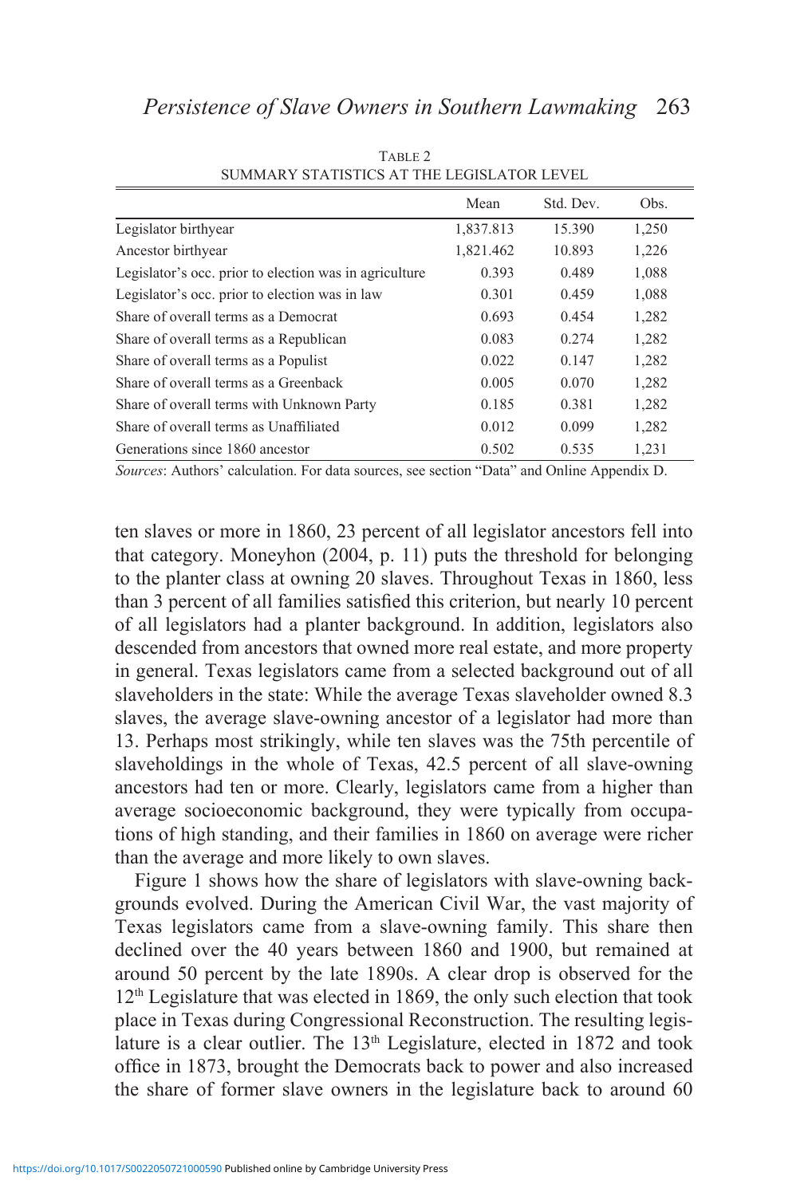TABLE 2
SUMMARY STATISTICS AT THE LEGISLATOR LEVEL

| | Mean | Std. Dev. | Obs. |
|---|---|---|---|
| Legislator birthyear | 1,837.813 | 15.390 | 1,250 |
| Ancestor birthyear | 1,821.462 | 10.893 | 1,226 |
| Legislator's occ. prior to election was in agriculture | 0.393 | 0.489 | 1,088 |
| Legislator's occ. prior to election was in law | 0.301 | 0.459 | 1,088 |
| Share of overall terms as a Democrat | 0.693 | 0.454 | 1,282 |
| Share of overall terms as a Republican | 0.083 | 0.274 | 1,282 |
| Share of overall terms as a Populist | 0.022 | 0.147 | 1,282 |
| Share of overall terms as a Greenback | 0.005 | 0.070 | 1,282 |
| Share of overall terms with Unknown Party | 0.185 | 0.381 | 1,282 |
| Share of overall terms as Unaffiliated | 0.012 | 0.099 | 1,282 |
| Generations since 1860 ancestor | 0.502 | 0.535 | 1,231 |

*Sources*: Authors' calculation. For data sources, see section "Data" and Online Appendix D.

ten slaves or more in 1860, 23 percent of all legislator ancestors fell into that category. Moneyhon (2004, p. 11) puts the threshold for belonging to the planter class at owning 20 slaves. Throughout Texas in 1860, less than 3 percent of all families satisfied this criterion, but nearly 10 percent of all legislators had a planter background. In addition, legislators also descended from ancestors that owned more real estate, and more property in general. Texas legislators came from a selected background out of all slaveholders in the state: While the average Texas slaveholder owned 8.3 slaves, the average slave-owning ancestor of a legislator had more than 13. Perhaps most strikingly, while ten slaves was the 75th percentile of slaveholdings in the whole of Texas, 42.5 percent of all slave-owning ancestors had ten or more. Clearly, legislators came from a higher than average socioeconomic background, they were typically from occupations of high standing, and their families in 1860 on average were richer than the average and more likely to own slaves.

Figure 1 shows how the share of legislators with slave-owning backgrounds evolved. During the American Civil War, the vast majority of Texas legislators came from a slave-owning family. This share then declined over the 40 years between 1860 and 1900, but remained at around 50 percent by the late 1890s. A clear drop is observed for the 12th Legislature that was elected in 1869, the only such election that took place in Texas during Congressional Reconstruction. The resulting legislature is a clear outlier. The 13th Legislature, elected in 1872 and took office in 1873, brought the Democrats back to power and also increased the share of former slave owners in the legislature back to around 60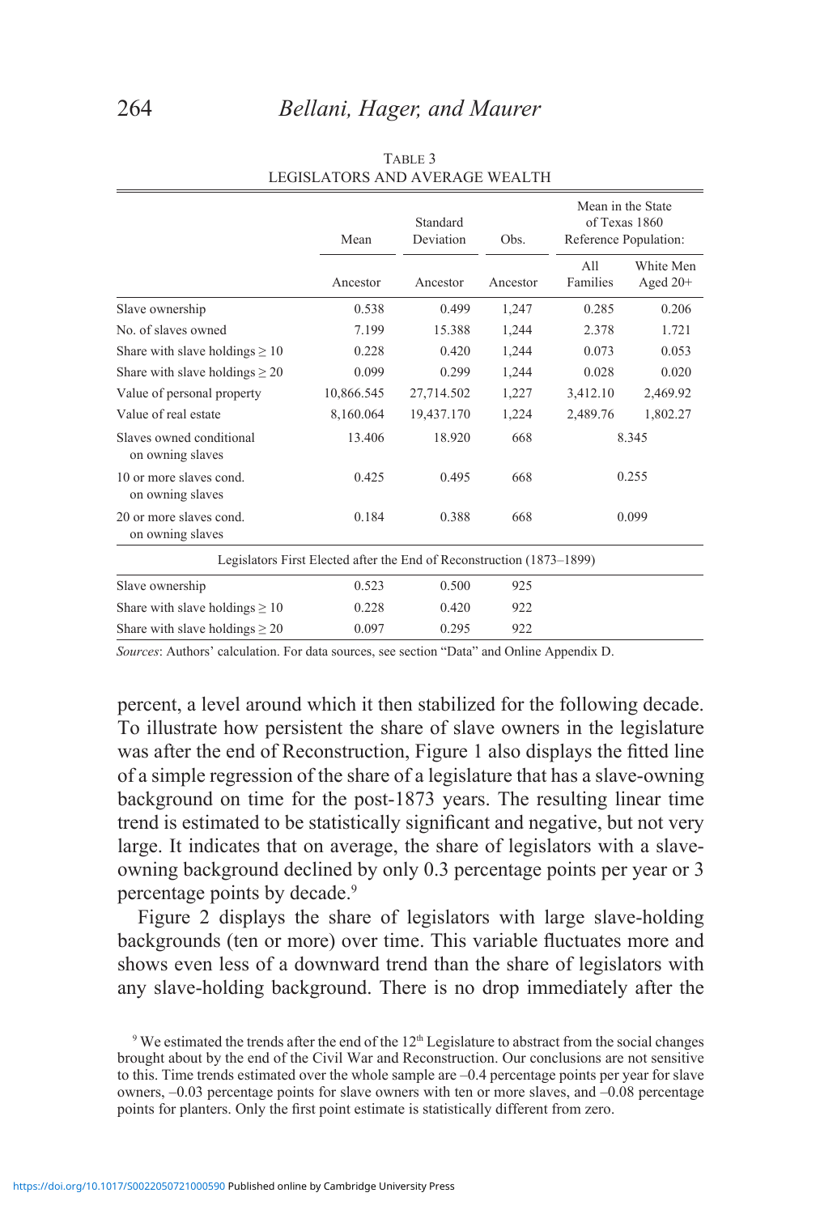TABLE 3
LEGISLATORS AND AVERAGE WEALTH

| | Mean | Standard Deviation | Obs. | Mean in the State of Texas 1860 Reference Population: | |
|---|---|---|---|---|---|
| | Ancestor | Ancestor | Ancestor | All Families | White Men Aged 20+ |
| Slave ownership | 0.538 | 0.499 | 1,247 | 0.285 | 0.206 |
| No. of slaves owned | 7.199 | 15.388 | 1,244 | 2.378 | 1.721 |
| Share with slave holdings ≥ 10 | 0.228 | 0.420 | 1,244 | 0.073 | 0.053 |
| Share with slave holdings ≥ 20 | 0.099 | 0.299 | 1,244 | 0.028 | 0.020 |
| Value of personal property | 10,866.545 | 27,714.502 | 1,227 | 3,412.10 | 2,469.92 |
| Value of real estate | 8,160.064 | 19,437.170 | 1,224 | 2,489.76 | 1,802.27 |
| Slaves owned conditional on owning slaves | 13.406 | 18.920 | 668 | 8.345 | |
| 10 or more slaves cond. on owning slaves | 0.425 | 0.495 | 668 | 0.255 | |
| 20 or more slaves cond. on owning slaves | 0.184 | 0.388 | 668 | 0.099 | |
| *Legislators First Elected after the End of Reconstruction (1873–1899)* | | | | | |
| Slave ownership | 0.523 | 0.500 | 925 | | |
| Share with slave holdings ≥ 10 | 0.228 | 0.420 | 922 | | |
| Share with slave holdings ≥ 20 | 0.097 | 0.295 | 922 | | |

*Sources*: Authors' calculation. For data sources, see section "Data" and Online Appendix D.

percent, a level around which it then stabilized for the following decade. To illustrate how persistent the share of slave owners in the legislature was after the end of Reconstruction, Figure 1 also displays the fitted line of a simple regression of the share of a legislature that has a slave-owning background on time for the post-1873 years. The resulting linear time trend is estimated to be statistically significant and negative, but not very large. It indicates that on average, the share of legislators with a slave-owning background declined by only 0.3 percentage points per year or 3 percentage points by decade.[9]

Figure 2 displays the share of legislators with large slave-holding backgrounds (ten or more) over time. This variable fluctuates more and shows even less of a downward trend than the share of legislators with any slave-holding background. There is no drop immediately after the

[9] We estimated the trends after the end of the 12th Legislature to abstract from the social changes brought about by the end of the Civil War and Reconstruction. Our conclusions are not sensitive to this. Time trends estimated over the whole sample are –0.4 percentage points per year for slave owners, –0.03 percentage points for slave owners with ten or more slaves, and –0.08 percentage points for planters. Only the first point estimate is statistically different from zero.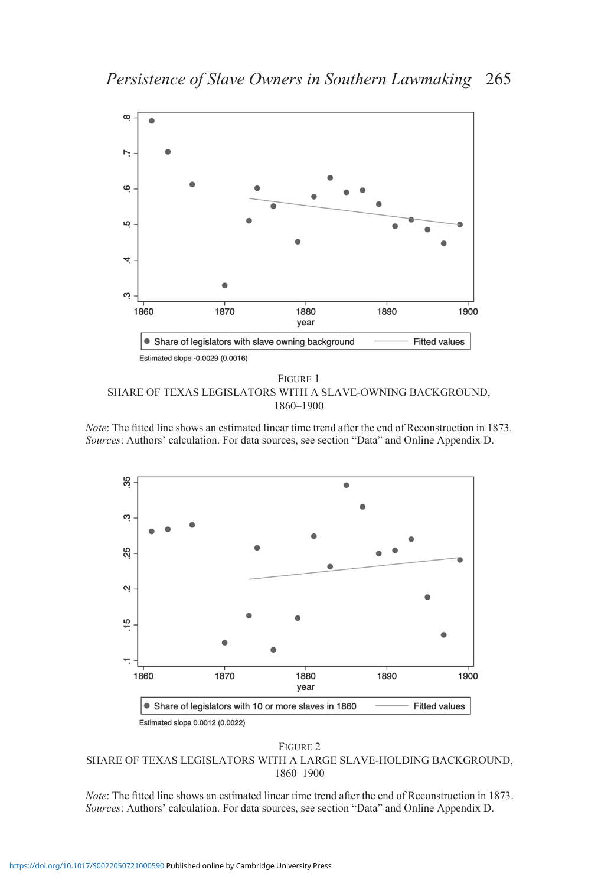.8
.7
.6
.5
.4
.3
1860
1870
1880
1890
1900
year

Share of legislators with slave owning background

Fitted values

Estimated slope -0.0029 (0.0016)

FIGURE 1

SHARE OF TEXAS LEGISLATORS WITH A SLAVE-OWNING BACKGROUND, 1860–1900

*Note*: The fitted line shows an estimated linear time trend after the end of Reconstruction in 1873.
*Sources*: Authors' calculation. For data sources, see section "Data" and Online Appendix D.

.35
.3
.25
.2
.15
.1
1860
1870
1880
1890
1900
year

Share of legislators with 10 or more slaves in 1860

Fitted values

Estimated slope 0.0012 (0.0022)

FIGURE 2

SHARE OF TEXAS LEGISLATORS WITH A LARGE SLAVE-HOLDING BACKGROUND, 1860–1900

*Note*: The fitted line shows an estimated linear time trend after the end of Reconstruction in 1873.
*Sources*: Authors' calculation. For data sources, see section "Data" and Online Appendix D.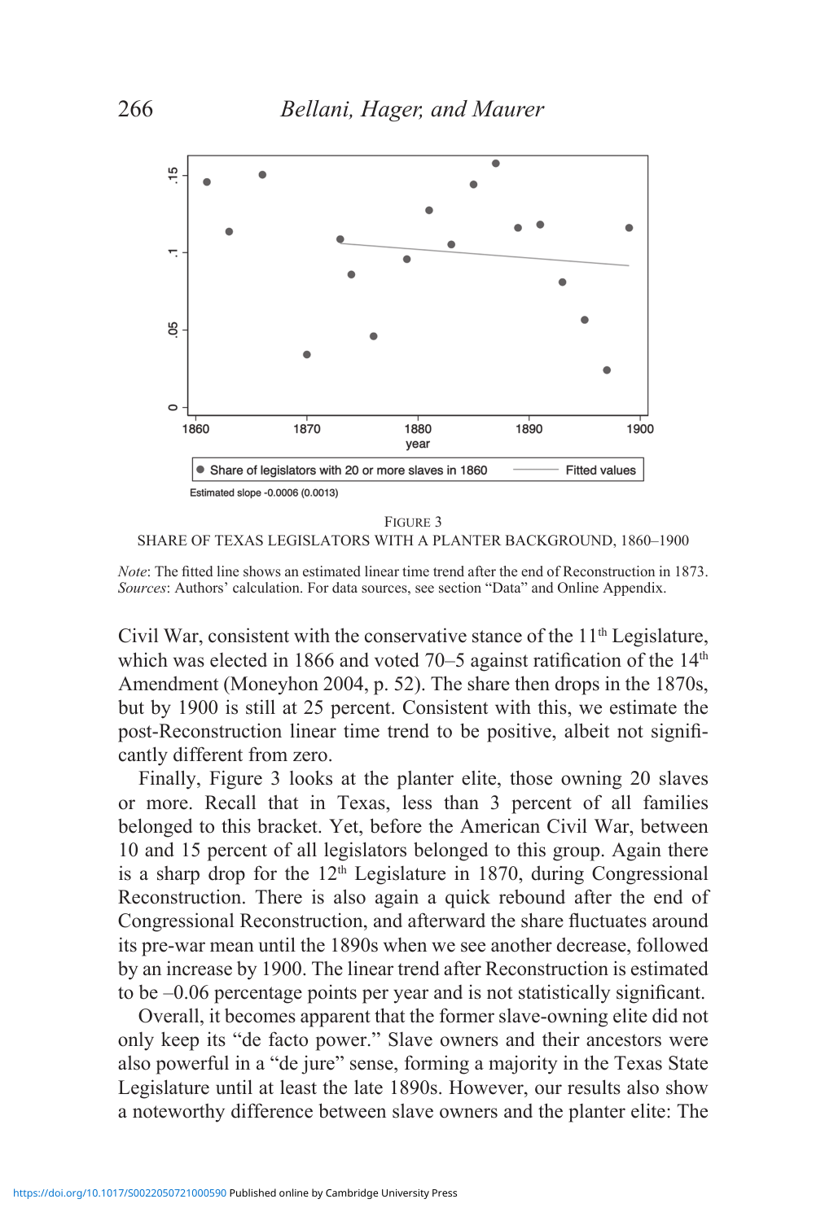.15

.1

.05

0

1860 1870 1880 1890 1900

year

Share of legislators with 20 or more slaves in 1860

Fitted values

Estimated slope -0.0006 (0.0013)

FIGURE 3

SHARE OF TEXAS LEGISLATORS WITH A PLANTER BACKGROUND, 1860–1900

*Note*: The fitted line shows an estimated linear time trend after the end of Reconstruction in 1873.
*Sources*: Authors' calculation. For data sources, see section "Data" and Online Appendix.

Civil War, consistent with the conservative stance of the 11th Legislature, which was elected in 1866 and voted 70–5 against ratification of the 14th Amendment (Moneyhon 2004, p. 52). The share then drops in the 1870s, but by 1900 is still at 25 percent. Consistent with this, we estimate the post-Reconstruction linear time trend to be positive, albeit not significantly different from zero.

Finally, Figure 3 looks at the planter elite, those owning 20 slaves or more. Recall that in Texas, less than 3 percent of all families belonged to this bracket. Yet, before the American Civil War, between 10 and 15 percent of all legislators belonged to this group. Again there is a sharp drop for the 12th Legislature in 1870, during Congressional Reconstruction. There is also again a quick rebound after the end of Congressional Reconstruction, and afterward the share fluctuates around its pre-war mean until the 1890s when we see another decrease, followed by an increase by 1900. The linear trend after Reconstruction is estimated to be –0.06 percentage points per year and is not statistically significant.

Overall, it becomes apparent that the former slave-owning elite did not only keep its "de facto power." Slave owners and their ancestors were also powerful in a "de jure" sense, forming a majority in the Texas State Legislature until at least the late 1890s. However, our results also show a noteworthy difference between slave owners and the planter elite: The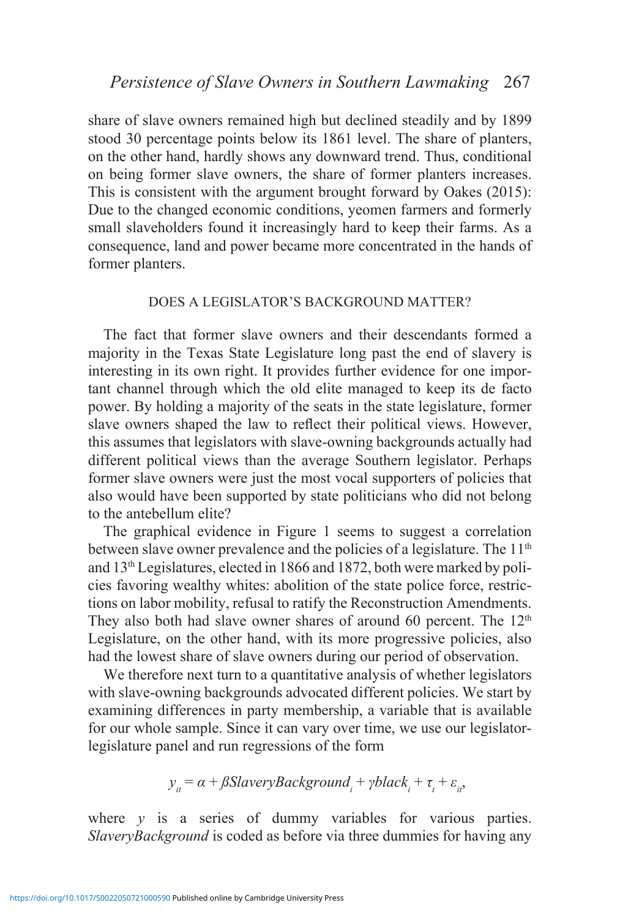share of slave owners remained high but declined steadily and by 1899 stood 30 percentage points below its 1861 level. The share of planters, on the other hand, hardly shows any downward trend. Thus, conditional on being former slave owners, the share of former planters increases. This is consistent with the argument brought forward by Oakes (2015): Due to the changed economic conditions, yeomen farmers and formerly small slaveholders found it increasingly hard to keep their farms. As a consequence, land and power became more concentrated in the hands of former planters.

## DOES A LEGISLATOR'S BACKGROUND MATTER?

The fact that former slave owners and their descendants formed a majority in the Texas State Legislature long past the end of slavery is interesting in its own right. It provides further evidence for one important channel through which the old elite managed to keep its de facto power. By holding a majority of the seats in the state legislature, former slave owners shaped the law to reflect their political views. However, this assumes that legislators with slave-owning backgrounds actually had different political views than the average Southern legislator. Perhaps former slave owners were just the most vocal supporters of policies that also would have been supported by state politicians who did not belong to the antebellum elite?

The graphical evidence in Figure 1 seems to suggest a correlation between slave owner prevalence and the policies of a legislature. The 11th and 13th Legislatures, elected in 1866 and 1872, both were marked by policies favoring wealthy whites: abolition of the state police force, restrictions on labor mobility, refusal to ratify the Reconstruction Amendments. They also both had slave owner shares of around 60 percent. The 12th Legislature, on the other hand, with its more progressive policies, also had the lowest share of slave owners during our period of observation.

We therefore next turn to a quantitative analysis of whether legislators with slave-owning backgrounds advocated different policies. We start by examining differences in party membership, a variable that is available for our whole sample. Since it can vary over time, we use our legislator-legislature panel and run regressions of the form

$$y_{it} = \alpha + \beta SlaveryBackground_i + \gamma black_i + \tau_t + \varepsilon_{it},$$

where $y$ is a series of dummy variables for various parties. *SlaveryBackground* is coded as before via three dummies for having any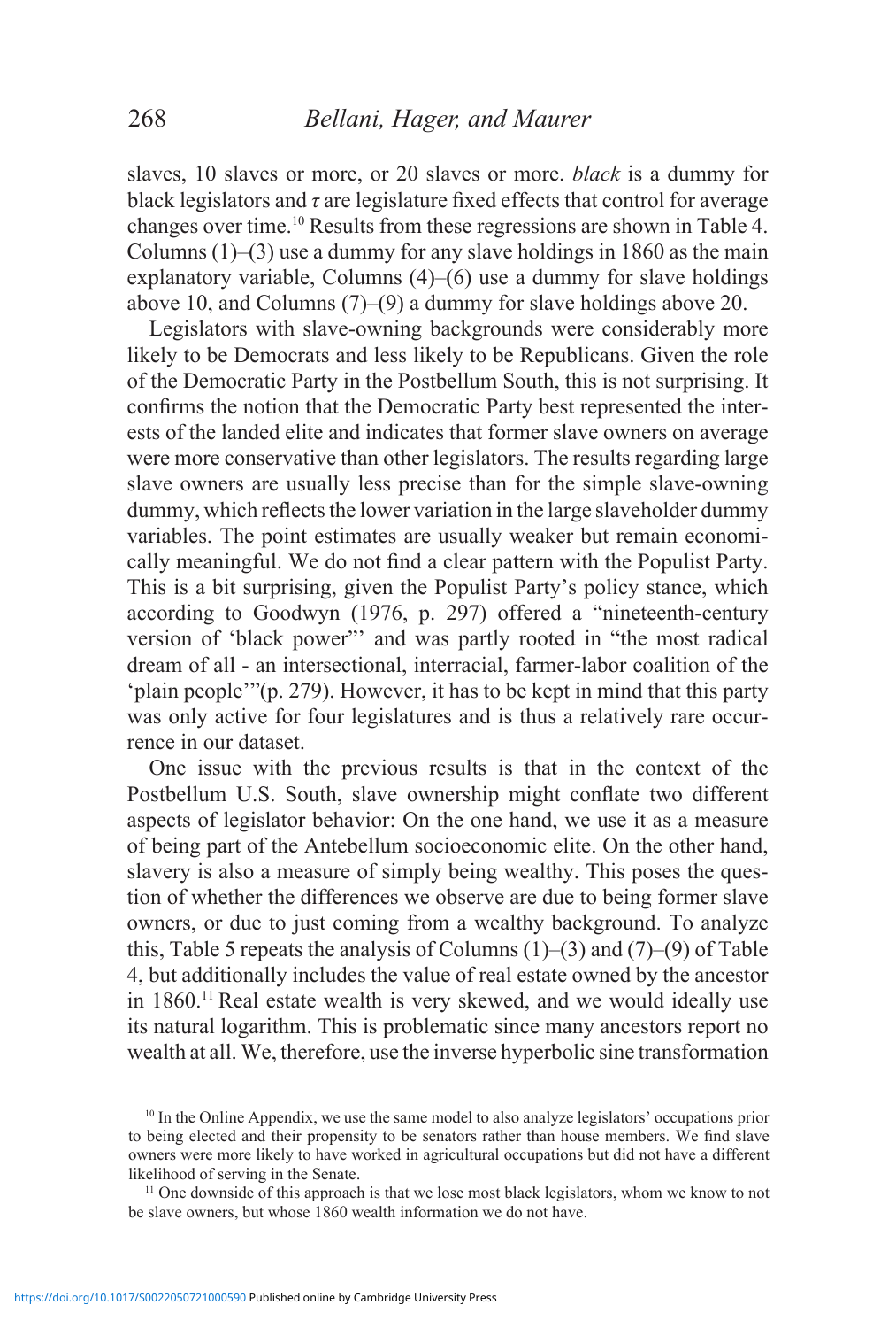slaves, 10 slaves or more, or 20 slaves or more. *black* is a dummy for black legislators and $\tau$ are legislature fixed effects that control for average changes over time.[10] Results from these regressions are shown in Table 4. Columns (1)–(3) use a dummy for any slave holdings in 1860 as the main explanatory variable, Columns (4)–(6) use a dummy for slave holdings above 10, and Columns (7)–(9) a dummy for slave holdings above 20.

Legislators with slave-owning backgrounds were considerably more likely to be Democrats and less likely to be Republicans. Given the role of the Democratic Party in the Postbellum South, this is not surprising. It confirms the notion that the Democratic Party best represented the interests of the landed elite and indicates that former slave owners on average were more conservative than other legislators. The results regarding large slave owners are usually less precise than for the simple slave-owning dummy, which reflects the lower variation in the large slaveholder dummy variables. The point estimates are usually weaker but remain economically meaningful. We do not find a clear pattern with the Populist Party. This is a bit surprising, given the Populist Party's policy stance, which according to Goodwyn (1976, p. 297) offered a "nineteenth-century version of 'black power"' and was partly rooted in "the most radical dream of all - an intersectional, interracial, farmer-labor coalition of the 'plain people'"(p. 279). However, it has to be kept in mind that this party was only active for four legislatures and is thus a relatively rare occurrence in our dataset.

One issue with the previous results is that in the context of the Postbellum U.S. South, slave ownership might conflate two different aspects of legislator behavior: On the one hand, we use it as a measure of being part of the Antebellum socioeconomic elite. On the other hand, slavery is also a measure of simply being wealthy. This poses the question of whether the differences we observe are due to being former slave owners, or due to just coming from a wealthy background. To analyze this, Table 5 repeats the analysis of Columns (1)–(3) and (7)–(9) of Table 4, but additionally includes the value of real estate owned by the ancestor in 1860.[11] Real estate wealth is very skewed, and we would ideally use its natural logarithm. This is problematic since many ancestors report no wealth at all. We, therefore, use the inverse hyperbolic sine transformation

[10] In the Online Appendix, we use the same model to also analyze legislators' occupations prior to being elected and their propensity to be senators rather than house members. We find slave owners were more likely to have worked in agricultural occupations but did not have a different likelihood of serving in the Senate.

[11] One downside of this approach is that we lose most black legislators, whom we know to not be slave owners, but whose 1860 wealth information we do not have.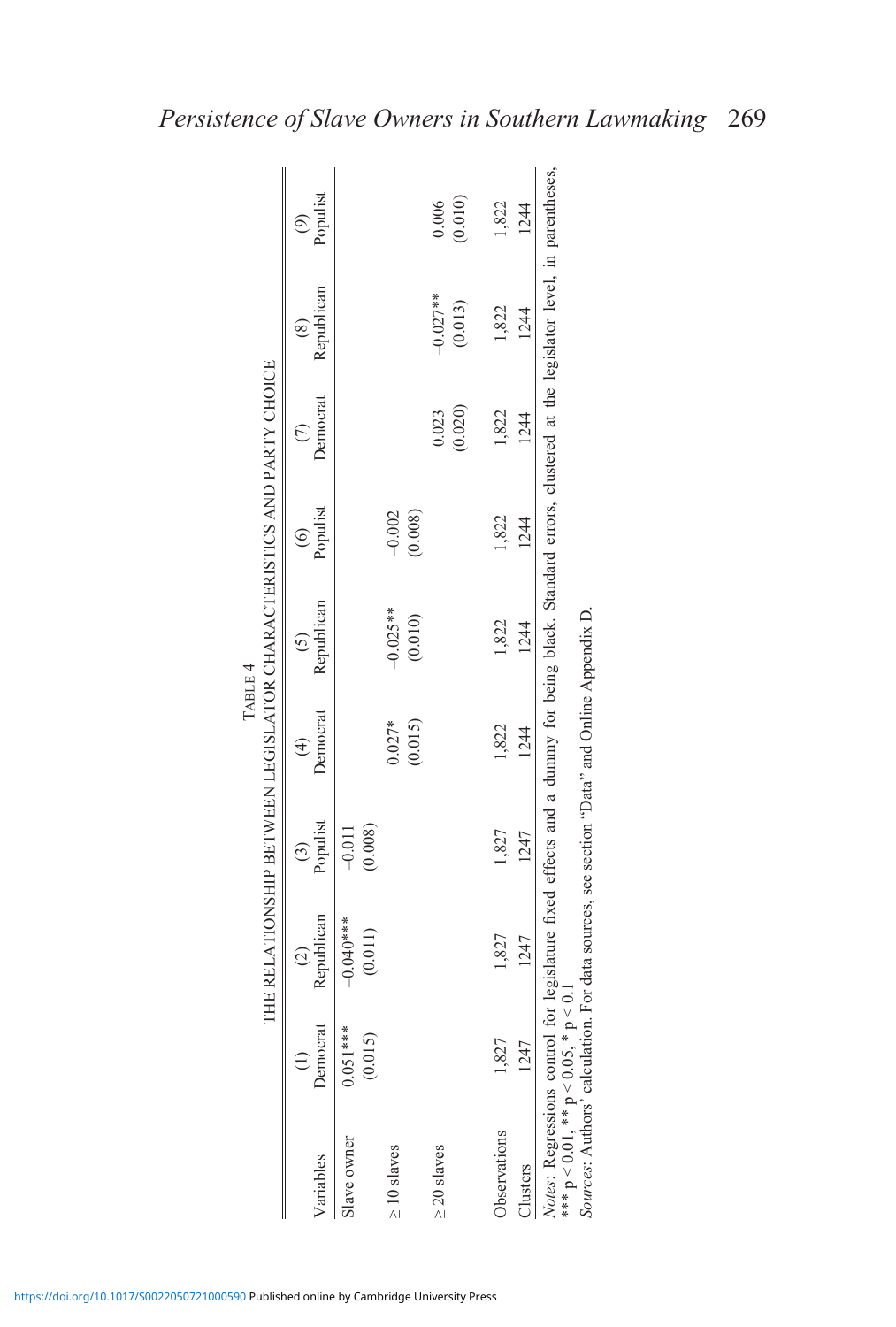TABLE 4

THE RELATIONSHIP BETWEEN LEGISLATOR CHARACTERISTICS AND PARTY CHOICE

| Variables | (1) Democrat | (2) Republican | (3) Populist | (4) Democrat | (5) Republican | (6) Populist | (7) Democrat | (8) Republican | (9) Populist |
|---|---|---|---|---|---|---|---|---|---|
| Slave owner | 0.051*** | −0.040*** | −0.011 | | | | | | |
| | (0.015) | (0.011) | (0.008) | | | | | | |
| ≥ 10 slaves | | | | 0.027* | −0.025** | −0.002 | | | |
| | | | | (0.015) | (0.010) | (0.008) | | | |
| ≥ 20 slaves | | | | | | | 0.023 | −0.027** | 0.006 |
| | | | | | | | (0.020) | (0.013) | (0.010) |
| Observations | 1,827 | 1,827 | 1,827 | 1,822 | 1,822 | 1,822 | 1,822 | 1,822 | 1,822 |
| Clusters | 1247 | 1247 | 1247 | 1244 | 1244 | 1244 | 1244 | 1244 | 1244 |

*Notes*: Regressions control for legislature fixed effects and a dummy for being black. Standard errors, clustered at the legislator level, in parentheses, *** $p < 0.01$, ** $p < 0.05$, * $p < 0.1$

*Sources*: Authors' calculation. For data sources, see section "Data" and Online Appendix D.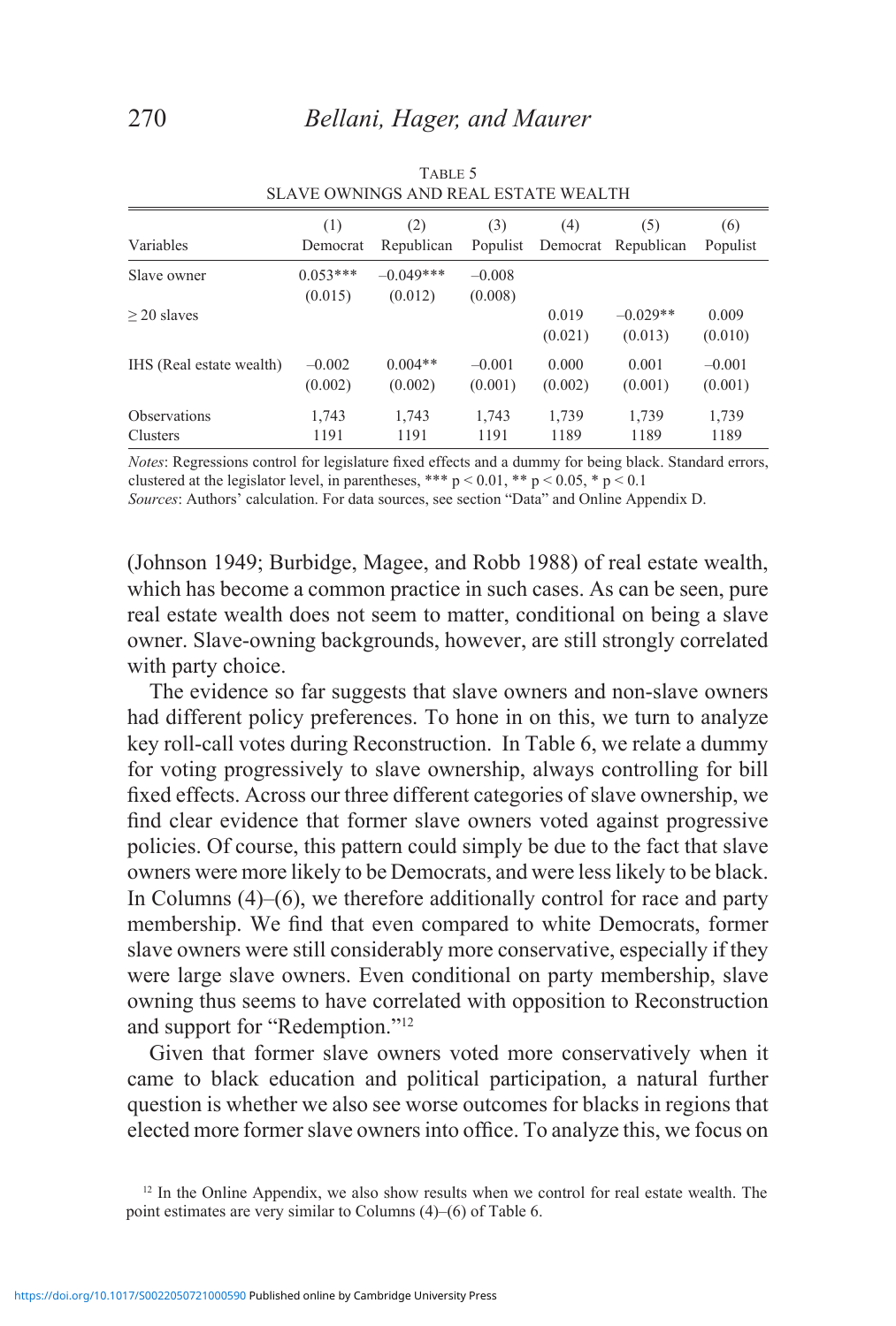TABLE 5

SLAVE OWNINGS AND REAL ESTATE WEALTH

| Variables | (1) Democrat | (2) Republican | (3) Populist | (4) Democrat | (5) Republican | (6) Populist |
|---|---|---|---|---|---|---|
| Slave owner | 0.053*** | –0.049*** | –0.008 | | | |
| | (0.015) | (0.012) | (0.008) | | | |
| $\geq$ 20 slaves | | | | 0.019 | –0.029** | 0.009 |
| | | | | (0.021) | (0.013) | (0.010) |
| IHS (Real estate wealth) | –0.002 | 0.004** | –0.001 | 0.000 | 0.001 | –0.001 |
| | (0.002) | (0.002) | (0.001) | (0.002) | (0.001) | (0.001) |
| Observations | 1,743 | 1,743 | 1,743 | 1,739 | 1,739 | 1,739 |
| Clusters | 1191 | 1191 | 1191 | 1189 | 1189 | 1189 |

*Notes*: Regressions control for legislature fixed effects and a dummy for being black. Standard errors, clustered at the legislator level, in parentheses, *** p < 0.01, ** p < 0.05, * p < 0.1

*Sources*: Authors' calculation. For data sources, see section "Data" and Online Appendix D.

(Johnson 1949; Burbidge, Magee, and Robb 1988) of real estate wealth, which has become a common practice in such cases. As can be seen, pure real estate wealth does not seem to matter, conditional on being a slave owner. Slave-owning backgrounds, however, are still strongly correlated with party choice.

The evidence so far suggests that slave owners and non-slave owners had different policy preferences. To hone in on this, we turn to analyze key roll-call votes during Reconstruction. In Table 6, we relate a dummy for voting progressively to slave ownership, always controlling for bill fixed effects. Across our three different categories of slave ownership, we find clear evidence that former slave owners voted against progressive policies. Of course, this pattern could simply be due to the fact that slave owners were more likely to be Democrats, and were less likely to be black. In Columns (4)–(6), we therefore additionally control for race and party membership. We find that even compared to white Democrats, former slave owners were still considerably more conservative, especially if they were large slave owners. Even conditional on party membership, slave owning thus seems to have correlated with opposition to Reconstruction and support for "Redemption."[12]

Given that former slave owners voted more conservatively when it came to black education and political participation, a natural further question is whether we also see worse outcomes for blacks in regions that elected more former slave owners into office. To analyze this, we focus on

[12] In the Online Appendix, we also show results when we control for real estate wealth. The point estimates are very similar to Columns (4)–(6) of Table 6.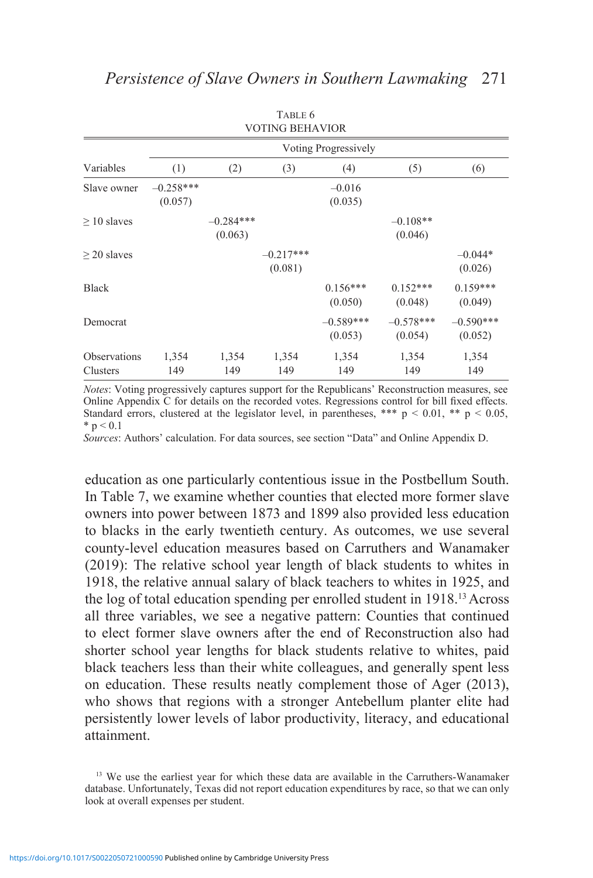TABLE 6
VOTING BEHAVIOR

| | Voting Progressively | | | | | |
|---|---|---|---|---|---|---|
| Variables | (1) | (2) | (3) | (4) | (5) | (6) |
| Slave owner | –0.258*** (0.057) | | | –0.016 (0.035) | | |
| ≥ 10 slaves | | –0.284*** (0.063) | | | –0.108** (0.046) | |
| ≥ 20 slaves | | | –0.217*** (0.081) | | | –0.044* (0.026) |
| Black | | | | 0.156*** (0.050) | 0.152*** (0.048) | 0.159*** (0.049) |
| Democrat | | | | –0.589*** (0.053) | –0.578*** (0.054) | –0.590*** (0.052) |
| Observations | 1,354 | 1,354 | 1,354 | 1,354 | 1,354 | 1,354 |
| Clusters | 149 | 149 | 149 | 149 | 149 | 149 |

*Notes*: Voting progressively captures support for the Republicans' Reconstruction measures, see Online Appendix C for details on the recorded votes. Regressions control for bill fixed effects. Standard errors, clustered at the legislator level, in parentheses, *** $p < 0.01$, ** $p < 0.05$, * $p < 0.1$

*Sources*: Authors' calculation. For data sources, see section "Data" and Online Appendix D.

education as one particularly contentious issue in the Postbellum South. In Table 7, we examine whether counties that elected more former slave owners into power between 1873 and 1899 also provided less education to blacks in the early twentieth century. As outcomes, we use several county-level education measures based on Carruthers and Wanamaker (2019): The relative school year length of black students to whites in 1918, the relative annual salary of black teachers to whites in 1925, and the log of total education spending per enrolled student in 1918.[13] Across all three variables, we see a negative pattern: Counties that continued to elect former slave owners after the end of Reconstruction also had shorter school year lengths for black students relative to whites, paid black teachers less than their white colleagues, and generally spent less on education. These results neatly complement those of Ager (2013), who shows that regions with a stronger Antebellum planter elite had persistently lower levels of labor productivity, literacy, and educational attainment.

[13] We use the earliest year for which these data are available in the Carruthers-Wanamaker database. Unfortunately, Texas did not report education expenditures by race, so that we can only look at overall expenses per student.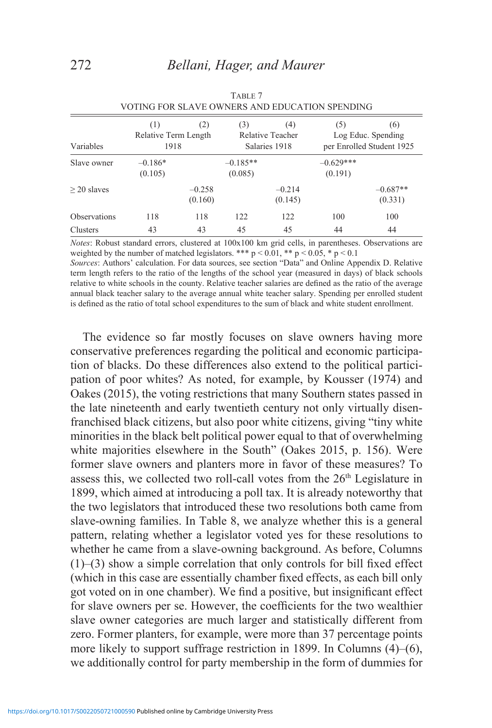TABLE 7

VOTING FOR SLAVE OWNERS AND EDUCATION SPENDING

| Variables | (1) | (2) | (3) | (4) | (5) | (6) |
|---|---|---|---|---|---|---|
| | Relative Term Length 1918 | | Relative Teacher Salaries 1918 | | Log Educ. Spending per Enrolled Student 1925 | |
| Slave owner | –0.186* | | –0.185** | | –0.629*** | |
| | (0.105) | | (0.085) | | (0.191) | |
| ≥ 20 slaves | | –0.258 | | –0.214 | | –0.687** |
| | | (0.160) | | (0.145) | | (0.331) |
| Observations | 118 | 118 | 122 | 122 | 100 | 100 |
| Clusters | 43 | 43 | 45 | 45 | 44 | 44 |

*Notes*: Robust standard errors, clustered at 100x100 km grid cells, in parentheses. Observations are weighted by the number of matched legislators. *** $p < 0.01$, ** $p < 0.05$, * $p < 0.1$

*Sources*: Authors' calculation. For data sources, see section "Data" and Online Appendix D. Relative term length refers to the ratio of the lengths of the school year (measured in days) of black schools relative to white schools in the county. Relative teacher salaries are defined as the ratio of the average annual black teacher salary to the average annual white teacher salary. Spending per enrolled student is defined as the ratio of total school expenditures to the sum of black and white student enrollment.

The evidence so far mostly focuses on slave owners having more conservative preferences regarding the political and economic participation of blacks. Do these differences also extend to the political participation of poor whites? As noted, for example, by Kousser (1974) and Oakes (2015), the voting restrictions that many Southern states passed in the late nineteenth and early twentieth century not only virtually disenfranchised black citizens, but also poor white citizens, giving "tiny white minorities in the black belt political power equal to that of overwhelming white majorities elsewhere in the South" (Oakes 2015, p. 156). Were former slave owners and planters more in favor of these measures? To assess this, we collected two roll-call votes from the 26th Legislature in 1899, which aimed at introducing a poll tax. It is already noteworthy that the two legislators that introduced these two resolutions both came from slave-owning families. In Table 8, we analyze whether this is a general pattern, relating whether a legislator voted yes for these resolutions to whether he came from a slave-owning background. As before, Columns (1)–(3) show a simple correlation that only controls for bill fixed effect (which in this case are essentially chamber fixed effects, as each bill only got voted on in one chamber). We find a positive, but insignificant effect for slave owners per se. However, the coefficients for the two wealthier slave owner categories are much larger and statistically different from zero. Former planters, for example, were more than 37 percentage points more likely to support suffrage restriction in 1899. In Columns (4)–(6), we additionally control for party membership in the form of dummies for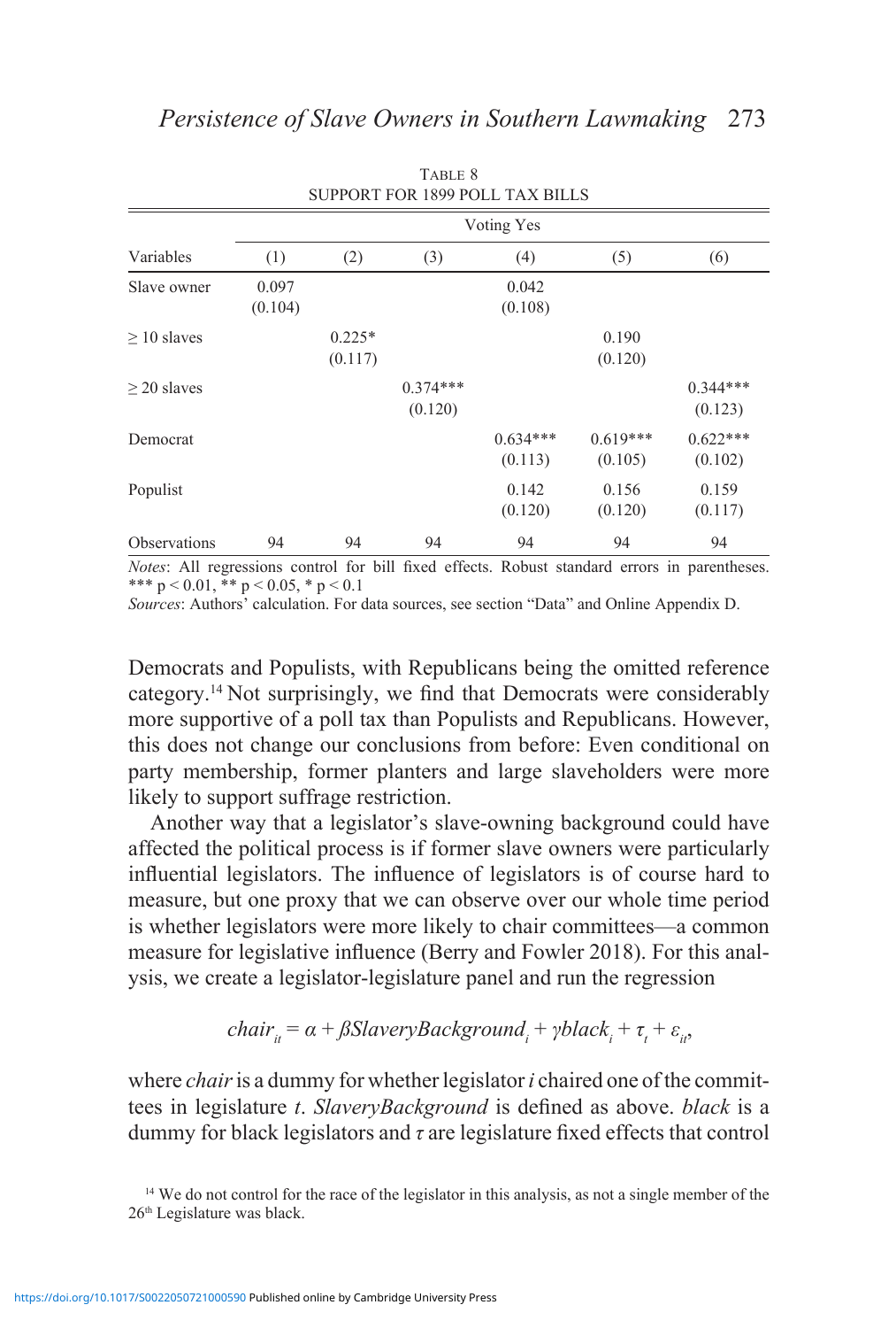TABLE 8
SUPPORT FOR 1899 POLL TAX BILLS

| | Voting Yes | | | | | |
|---|---|---|---|---|---|---|
| Variables | (1) | (2) | (3) | (4) | (5) | (6) |
| Slave owner | 0.097 (0.104) | | | 0.042 (0.108) | | |
| ≥ 10 slaves | | 0.225* (0.117) | | | 0.190 (0.120) | |
| ≥ 20 slaves | | | 0.374*** (0.120) | | | 0.344*** (0.123) |
| Democrat | | | | 0.634*** (0.113) | 0.619*** (0.105) | 0.622*** (0.102) |
| Populist | | | | 0.142 (0.120) | 0.156 (0.120) | 0.159 (0.117) |
| Observations | 94 | 94 | 94 | 94 | 94 | 94 |

*Notes*: All regressions control for bill fixed effects. Robust standard errors in parentheses. *** $p < 0.01$, ** $p < 0.05$, * $p < 0.1$

*Sources*: Authors' calculation. For data sources, see section "Data" and Online Appendix D.

Democrats and Populists, with Republicans being the omitted reference category.[14] Not surprisingly, we find that Democrats were considerably more supportive of a poll tax than Populists and Republicans. However, this does not change our conclusions from before: Even conditional on party membership, former planters and large slaveholders were more likely to support suffrage restriction.

Another way that a legislator's slave-owning background could have affected the political process is if former slave owners were particularly influential legislators. The influence of legislators is of course hard to measure, but one proxy that we can observe over our whole time period is whether legislators were more likely to chair committees—a common measure for legislative influence (Berry and Fowler 2018). For this analysis, we create a legislator-legislature panel and run the regression

$$chair_{it} = \alpha + \beta SlaveryBackground_i + \gamma black_i + \tau_t + \varepsilon_{it},$$

where *chair* is a dummy for whether legislator *i* chaired one of the committees in legislature *t*. *SlaveryBackground* is defined as above. *black* is a dummy for black legislators and $\tau$ are legislature fixed effects that control

[14] We do not control for the race of the legislator in this analysis, as not a single member of the 26th Legislature was black.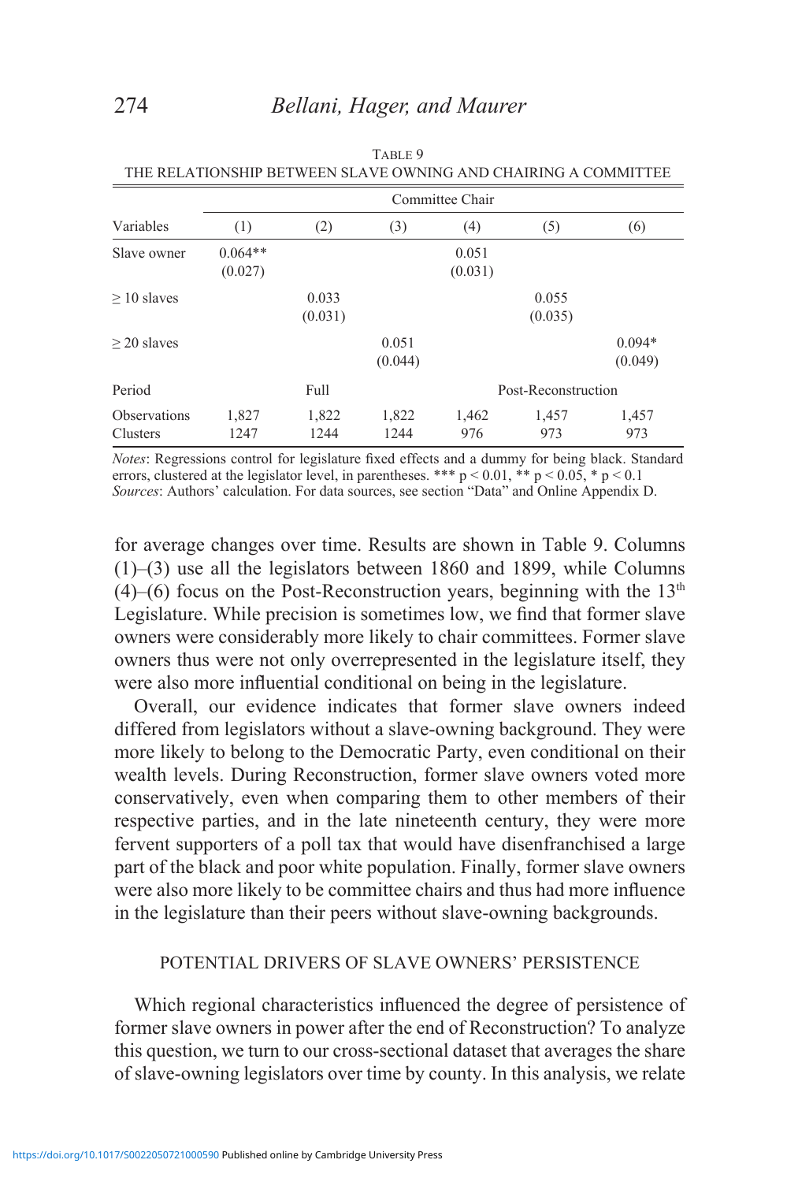TABLE 9
THE RELATIONSHIP BETWEEN SLAVE OWNING AND CHAIRING A COMMITTEE

| | Committee Chair | | | | | |
|---|---|---|---|---|---|---|
| Variables | (1) | (2) | (3) | (4) | (5) | (6) |
| Slave owner | 0.064** (0.027) | | | 0.051 (0.031) | | |
| ≥ 10 slaves | | 0.033 (0.031) | | | 0.055 (0.035) | |
| ≥ 20 slaves | | | 0.051 (0.044) | | | 0.094* (0.049) |
| Period | | Full | | | Post-Reconstruction | |
| Observations | 1,827 | 1,822 | 1,822 | 1,462 | 1,457 | 1,457 |
| Clusters | 1247 | 1244 | 1244 | 976 | 973 | 973 |

*Notes*: Regressions control for legislature fixed effects and a dummy for being black. Standard errors, clustered at the legislator level, in parentheses. *** $p < 0.01$, ** $p < 0.05$, * $p < 0.1$
*Sources*: Authors' calculation. For data sources, see section "Data" and Online Appendix D.

for average changes over time. Results are shown in Table 9. Columns (1)–(3) use all the legislators between 1860 and 1899, while Columns (4)–(6) focus on the Post-Reconstruction years, beginning with the 13th Legislature. While precision is sometimes low, we find that former slave owners were considerably more likely to chair committees. Former slave owners thus were not only overrepresented in the legislature itself, they were also more influential conditional on being in the legislature.

Overall, our evidence indicates that former slave owners indeed differed from legislators without a slave-owning background. They were more likely to belong to the Democratic Party, even conditional on their wealth levels. During Reconstruction, former slave owners voted more conservatively, even when comparing them to other members of their respective parties, and in the late nineteenth century, they were more fervent supporters of a poll tax that would have disenfranchised a large part of the black and poor white population. Finally, former slave owners were also more likely to be committee chairs and thus had more influence in the legislature than their peers without slave-owning backgrounds.

## POTENTIAL DRIVERS OF SLAVE OWNERS' PERSISTENCE

Which regional characteristics influenced the degree of persistence of former slave owners in power after the end of Reconstruction? To analyze this question, we turn to our cross-sectional dataset that averages the share of slave-owning legislators over time by county. In this analysis, we relate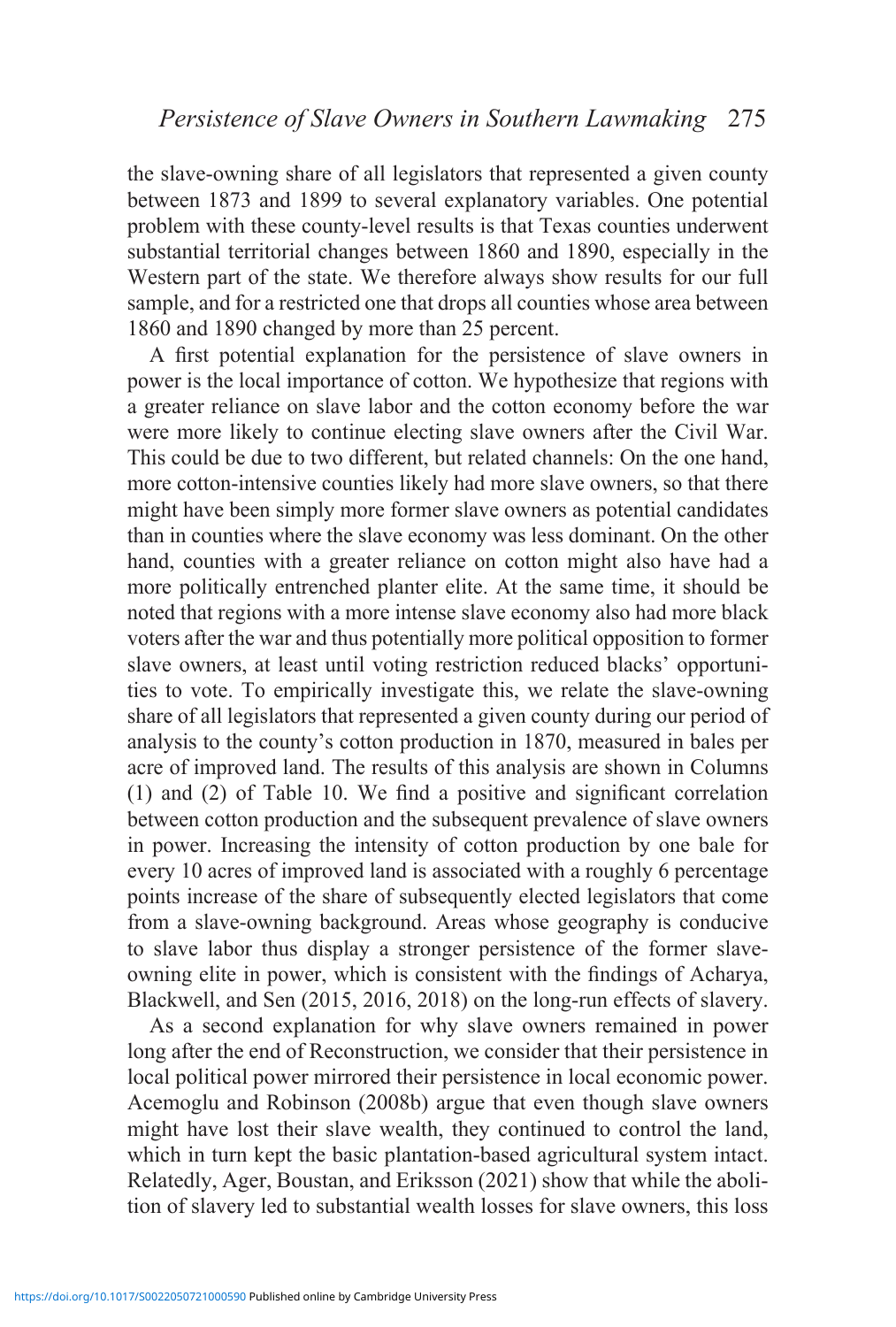the slave-owning share of all legislators that represented a given county between 1873 and 1899 to several explanatory variables. One potential problem with these county-level results is that Texas counties underwent substantial territorial changes between 1860 and 1890, especially in the Western part of the state. We therefore always show results for our full sample, and for a restricted one that drops all counties whose area between 1860 and 1890 changed by more than 25 percent.

A first potential explanation for the persistence of slave owners in power is the local importance of cotton. We hypothesize that regions with a greater reliance on slave labor and the cotton economy before the war were more likely to continue electing slave owners after the Civil War. This could be due to two different, but related channels: On the one hand, more cotton-intensive counties likely had more slave owners, so that there might have been simply more former slave owners as potential candidates than in counties where the slave economy was less dominant. On the other hand, counties with a greater reliance on cotton might also have had a more politically entrenched planter elite. At the same time, it should be noted that regions with a more intense slave economy also had more black voters after the war and thus potentially more political opposition to former slave owners, at least until voting restriction reduced blacks' opportunities to vote. To empirically investigate this, we relate the slave-owning share of all legislators that represented a given county during our period of analysis to the county's cotton production in 1870, measured in bales per acre of improved land. The results of this analysis are shown in Columns (1) and (2) of Table 10. We find a positive and significant correlation between cotton production and the subsequent prevalence of slave owners in power. Increasing the intensity of cotton production by one bale for every 10 acres of improved land is associated with a roughly 6 percentage points increase of the share of subsequently elected legislators that come from a slave-owning background. Areas whose geography is conducive to slave labor thus display a stronger persistence of the former slave-owning elite in power, which is consistent with the findings of Acharya, Blackwell, and Sen (2015, 2016, 2018) on the long-run effects of slavery.

As a second explanation for why slave owners remained in power long after the end of Reconstruction, we consider that their persistence in local political power mirrored their persistence in local economic power. Acemoglu and Robinson (2008b) argue that even though slave owners might have lost their slave wealth, they continued to control the land, which in turn kept the basic plantation-based agricultural system intact. Relatedly, Ager, Boustan, and Eriksson (2021) show that while the abolition of slavery led to substantial wealth losses for slave owners, this loss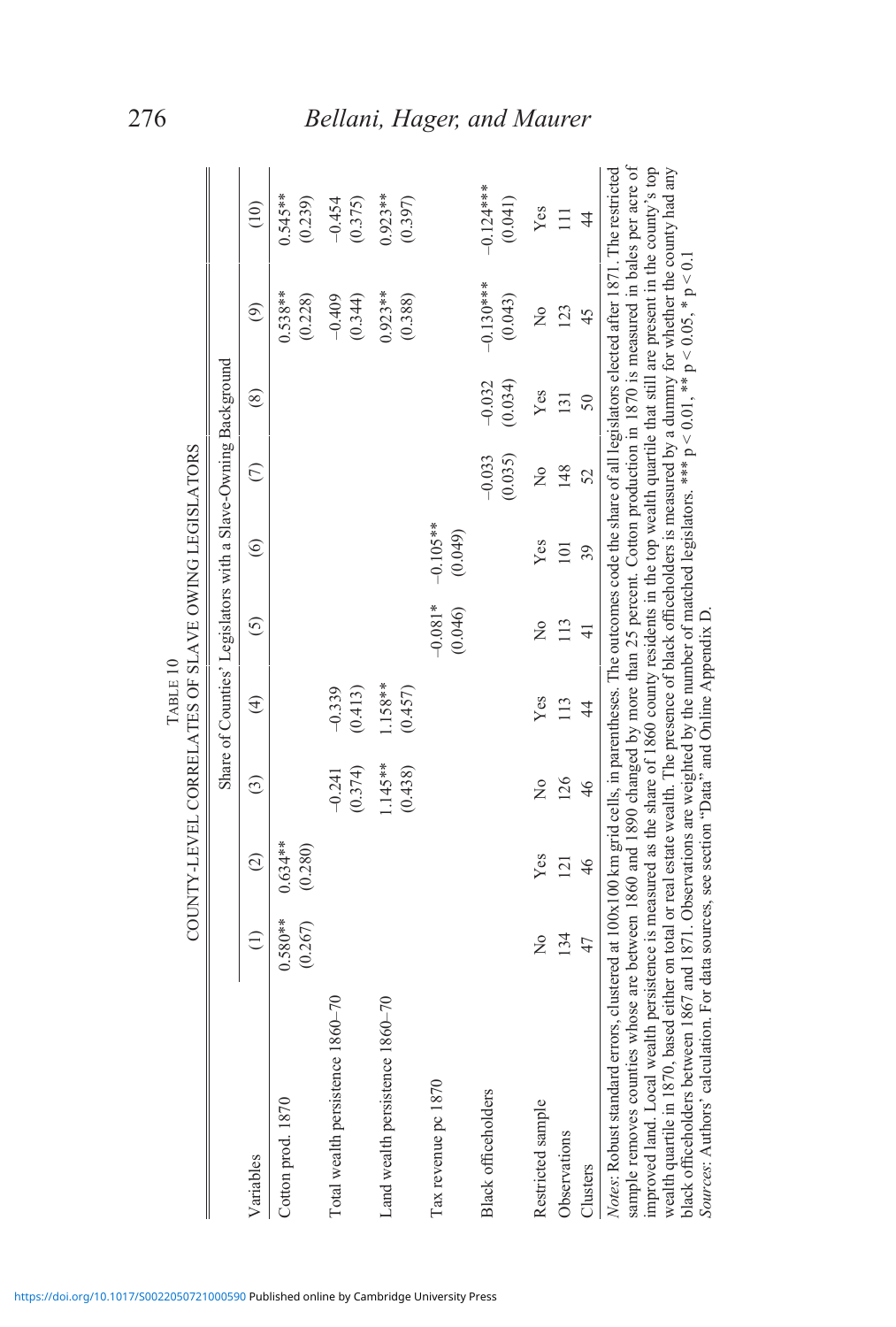TABLE 10

COUNTY-LEVEL CORRELATES OF SLAVE OWING LEGISLATORS

| Variables | Share of Counties' Legislators with a Slave-Owning Background | | | | | | | | | |
|---|---|---|---|---|---|---|---|---|---|---|
| | (1) | (2) | (3) | (4) | (5) | (6) | (7) | (8) | (9) | (10) |
| Cotton prod. 1870 | 0.580** | 0.634** | | | | | | | 0.538** | 0.545** |
| | (0.267) | (0.280) | | | | | | | (0.228) | (0.239) |
| Total wealth persistence 1860–70 | | | −0.241 | −0.339 | | | | | −0.409 | −0.454 |
| | | | (0.374) | (0.413) | | | | | (0.344) | (0.375) |
| Land wealth persistence 1860–70 | | | 1.145** | 1.158** | | | | | 0.923** | 0.923** |
| | | | (0.438) | (0.457) | | | | | (0.388) | (0.397) |
| Tax revenue pc 1870 | | | | | −0.081* | −0.105** | | | | |
| | | | | | (0.046) | (0.049) | | | | |
| Black officeholders | | | | | | | −0.033 | −0.032 | −0.130*** | −0.124*** |
| | | | | | | | (0.035) | (0.034) | (0.043) | (0.041) |
| Restricted sample | No | Yes | No | Yes | No | Yes | No | Yes | No | Yes |
| Observations | 134 | 121 | 126 | 113 | 113 | 101 | 148 | 131 | 123 | 111 |
| Clusters | 47 | 46 | 46 | 44 | 41 | 39 | 52 | 50 | 45 | 44 |

*Notes*: Robust standard errors, clustered at 100x100 km grid cells, in parentheses. The outcomes code the share of all legislators elected after 1871. The restricted sample removes counties whose are between 1860 and 1890 changed by more than 25 percent. Cotton production in 1870 is measured in bales per acre of improved land. Local wealth persistence is measured as the share of 1860 county residents in the top wealth quartile that still are present in the county's top wealth quartile in 1870, based either on total or real estate wealth. The presence of black officeholders is measured by a dummy for whether the county had any black officeholders between 1867 and 1871. Observations are weighted by the number of matched legislators. *** p < 0.01, ** p < 0.05, * p < 0.1

*Sources*: Authors' calculation. For data sources, see section "Data" and Online Appendix D.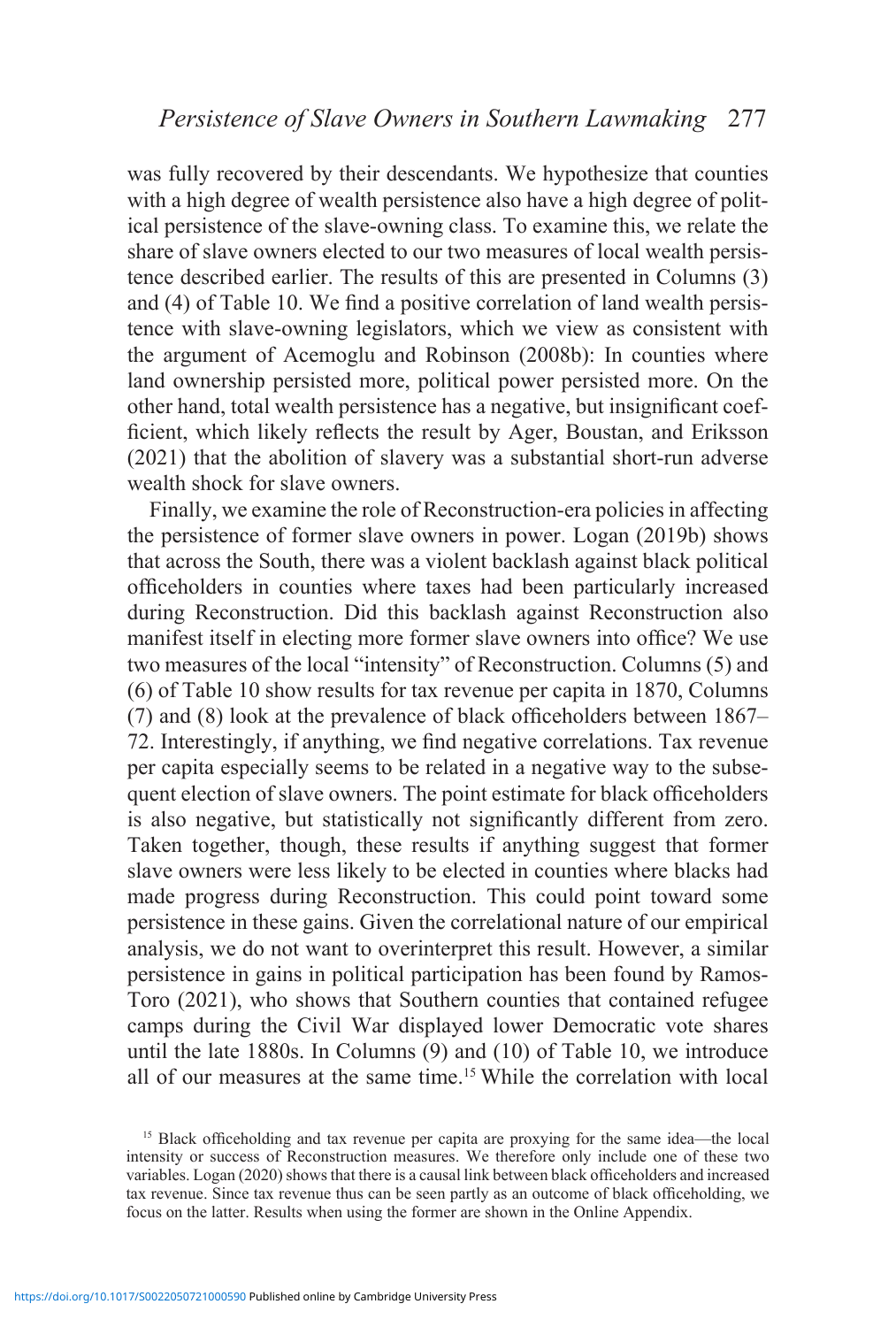was fully recovered by their descendants. We hypothesize that counties with a high degree of wealth persistence also have a high degree of political persistence of the slave-owning class. To examine this, we relate the share of slave owners elected to our two measures of local wealth persistence described earlier. The results of this are presented in Columns (3) and (4) of Table 10. We find a positive correlation of land wealth persistence with slave-owning legislators, which we view as consistent with the argument of Acemoglu and Robinson (2008b): In counties where land ownership persisted more, political power persisted more. On the other hand, total wealth persistence has a negative, but insignificant coefficient, which likely reflects the result by Ager, Boustan, and Eriksson (2021) that the abolition of slavery was a substantial short-run adverse wealth shock for slave owners.

Finally, we examine the role of Reconstruction-era policies in affecting the persistence of former slave owners in power. Logan (2019b) shows that across the South, there was a violent backlash against black political officeholders in counties where taxes had been particularly increased during Reconstruction. Did this backlash against Reconstruction also manifest itself in electing more former slave owners into office? We use two measures of the local "intensity" of Reconstruction. Columns (5) and (6) of Table 10 show results for tax revenue per capita in 1870, Columns (7) and (8) look at the prevalence of black officeholders between 1867–72. Interestingly, if anything, we find negative correlations. Tax revenue per capita especially seems to be related in a negative way to the subsequent election of slave owners. The point estimate for black officeholders is also negative, but statistically not significantly different from zero. Taken together, though, these results if anything suggest that former slave owners were less likely to be elected in counties where blacks had made progress during Reconstruction. This could point toward some persistence in these gains. Given the correlational nature of our empirical analysis, we do not want to overinterpret this result. However, a similar persistence in gains in political participation has been found by Ramos-Toro (2021), who shows that Southern counties that contained refugee camps during the Civil War displayed lower Democratic vote shares until the late 1880s. In Columns (9) and (10) of Table 10, we introduce all of our measures at the same time.[15] While the correlation with local

[15] Black officeholding and tax revenue per capita are proxying for the same idea—the local intensity or success of Reconstruction measures. We therefore only include one of these two variables. Logan (2020) shows that there is a causal link between black officeholders and increased tax revenue. Since tax revenue thus can be seen partly as an outcome of black officeholding, we focus on the latter. Results when using the former are shown in the Online Appendix.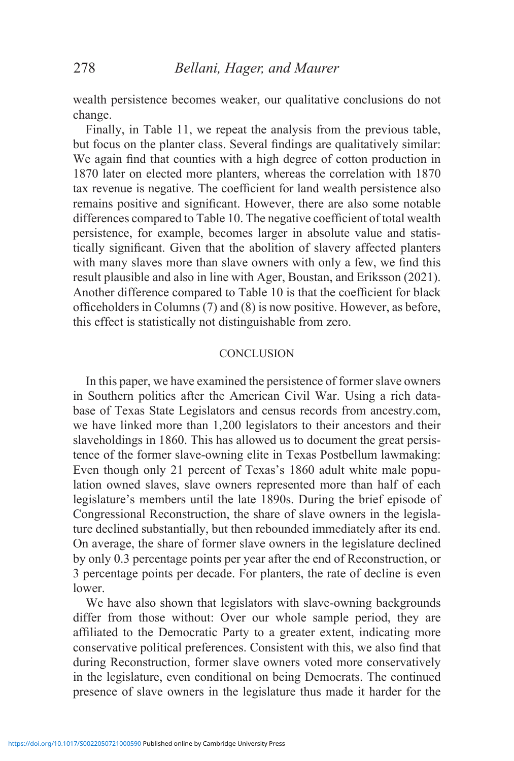wealth persistence becomes weaker, our qualitative conclusions do not change.

Finally, in Table 11, we repeat the analysis from the previous table, but focus on the planter class. Several findings are qualitatively similar: We again find that counties with a high degree of cotton production in 1870 later on elected more planters, whereas the correlation with 1870 tax revenue is negative. The coefficient for land wealth persistence also remains positive and significant. However, there are also some notable differences compared to Table 10. The negative coefficient of total wealth persistence, for example, becomes larger in absolute value and statistically significant. Given that the abolition of slavery affected planters with many slaves more than slave owners with only a few, we find this result plausible and also in line with Ager, Boustan, and Eriksson (2021). Another difference compared to Table 10 is that the coefficient for black officeholders in Columns (7) and (8) is now positive. However, as before, this effect is statistically not distinguishable from zero.

## CONCLUSION

In this paper, we have examined the persistence of former slave owners in Southern politics after the American Civil War. Using a rich database of Texas State Legislators and census records from ancestry.com, we have linked more than 1,200 legislators to their ancestors and their slaveholdings in 1860. This has allowed us to document the great persistence of the former slave-owning elite in Texas Postbellum lawmaking: Even though only 21 percent of Texas's 1860 adult white male population owned slaves, slave owners represented more than half of each legislature's members until the late 1890s. During the brief episode of Congressional Reconstruction, the share of slave owners in the legislature declined substantially, but then rebounded immediately after its end. On average, the share of former slave owners in the legislature declined by only 0.3 percentage points per year after the end of Reconstruction, or 3 percentage points per decade. For planters, the rate of decline is even lower.

We have also shown that legislators with slave-owning backgrounds differ from those without: Over our whole sample period, they are affiliated to the Democratic Party to a greater extent, indicating more conservative political preferences. Consistent with this, we also find that during Reconstruction, former slave owners voted more conservatively in the legislature, even conditional on being Democrats. The continued presence of slave owners in the legislature thus made it harder for the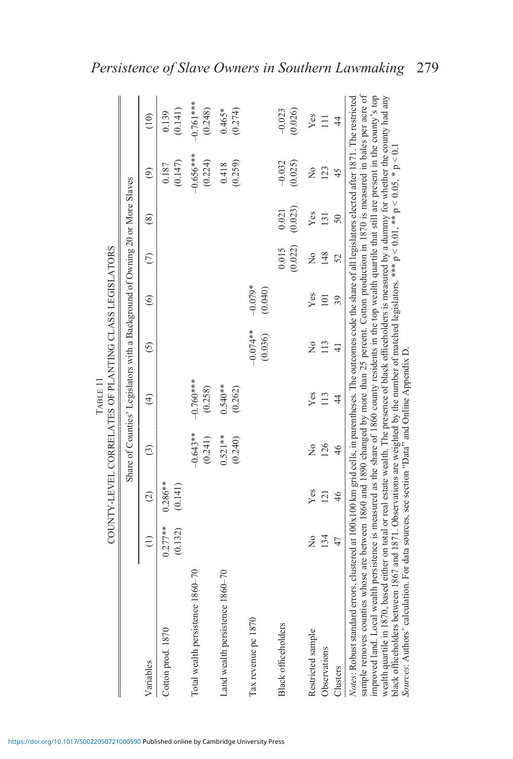TABLE 11

COUNTY-LEVEL CORRELATES OF PLANTING CLASS LEGISLATORS

| Variables | Share of Counties' Legislators with a Background of Owning 20 or More Slaves | | | | | | | | | |
|---|---|---|---|---|---|---|---|---|---|---|
| | (1) | (2) | (3) | (4) | (5) | (6) | (7) | (8) | (9) | (10) |
| Cotton prod. 1870 | 0.277** | 0.286** | | | | | | | 0.187 | 0.139 |
| | (0.132) | (0.141) | | | | | | | (0.147) | (0.141) |
| Total wealth persistence 1860–70 | | | −0.643** | −0.760*** | | | | | −0.656*** | −0.761*** |
| | | | (0.241) | (0.258) | | | | | (0.224) | (0.248) |
| Land wealth persistence 1860–70 | | | 0.521** | 0.540** | | | | | 0.418 | 0.465* |
| | | | (0.240) | (0.262) | | | | | (0.259) | (0.274) |
| Tax revenue pc 1870 | | | | | −0.074** | −0.079* | | | | |
| | | | | | (0.036) | (0.040) | | | | |
| Black officeholders | | | | | | | 0.015 | 0.021 | −0.032 | −0.023 |
| | | | | | | | (0.022) | (0.023) | (0.025) | (0.026) |
| Restricted sample | No | Yes | No | Yes | No | Yes | No | Yes | No | Yes |
| Observations | 134 | 121 | 126 | 113 | 113 | 101 | 148 | 131 | 123 | 111 |
| Clusters | 47 | 46 | 46 | 44 | 41 | 39 | 52 | 50 | 45 | 44 |

*Notes*: Robust standard errors, clustered at 100x100 km grid cells, in parentheses. The outcomes code the share of all legislators elected after 1871. The restricted sample removes counties whose are between 1860 and 1890 changed by more than 25 percent. Cotton production in 1870 is measured in bales per acre of improved land. Local wealth persistence is measured as the share of 1860 county residents in the top wealth quartile that still are present in the county's top wealth quartile in 1870, based either on total or real estate wealth. The presence of black officeholders is measured by a dummy for whether the county had any black officeholders between 1867 and 1871. Observations are weighted by the number of matched legislators. *** p < 0.01, ** p < 0.05, * p < 0.1

*Sources*: Authors' calculation. For data sources, see section "Data" and Online Appendix D.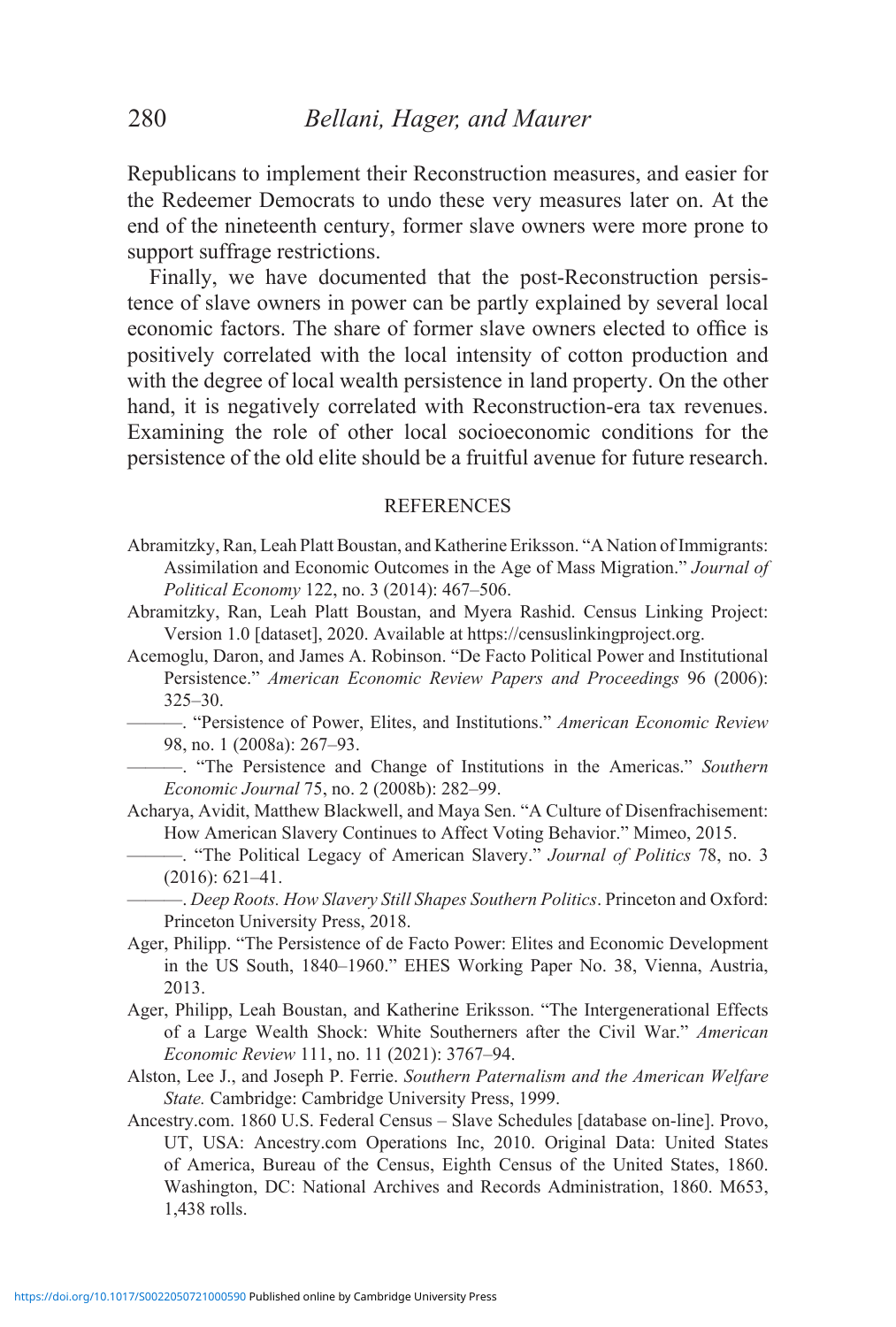Republicans to implement their Reconstruction measures, and easier for the Redeemer Democrats to undo these very measures later on. At the end of the nineteenth century, former slave owners were more prone to support suffrage restrictions.

Finally, we have documented that the post-Reconstruction persistence of slave owners in power can be partly explained by several local economic factors. The share of former slave owners elected to office is positively correlated with the local intensity of cotton production and with the degree of local wealth persistence in land property. On the other hand, it is negatively correlated with Reconstruction-era tax revenues. Examining the role of other local socioeconomic conditions for the persistence of the old elite should be a fruitful avenue for future research.

## REFERENCES

Abramitzky, Ran, Leah Platt Boustan, and Katherine Eriksson. "A Nation of Immigrants: Assimilation and Economic Outcomes in the Age of Mass Migration." *Journal of Political Economy* 122, no. 3 (2014): 467–506.

Abramitzky, Ran, Leah Platt Boustan, and Myera Rashid. Census Linking Project: Version 1.0 [dataset], 2020. Available at https://censuslinkingproject.org.

Acemoglu, Daron, and James A. Robinson. "De Facto Political Power and Institutional Persistence." *American Economic Review Papers and Proceedings* 96 (2006): 325–30.

———. "Persistence of Power, Elites, and Institutions." *American Economic Review* 98, no. 1 (2008a): 267–93.

———. "The Persistence and Change of Institutions in the Americas." *Southern Economic Journal* 75, no. 2 (2008b): 282–99.

Acharya, Avidit, Matthew Blackwell, and Maya Sen. "A Culture of Disenfrachisement: How American Slavery Continues to Affect Voting Behavior." Mimeo, 2015.

———. "The Political Legacy of American Slavery." *Journal of Politics* 78, no. 3 (2016): 621–41.

———. *Deep Roots. How Slavery Still Shapes Southern Politics*. Princeton and Oxford: Princeton University Press, 2018.

Ager, Philipp. "The Persistence of de Facto Power: Elites and Economic Development in the US South, 1840–1960." EHES Working Paper No. 38, Vienna, Austria, 2013.

Ager, Philipp, Leah Boustan, and Katherine Eriksson. "The Intergenerational Effects of a Large Wealth Shock: White Southerners after the Civil War." *American Economic Review* 111, no. 11 (2021): 3767–94.

Alston, Lee J., and Joseph P. Ferrie. *Southern Paternalism and the American Welfare State.* Cambridge: Cambridge University Press, 1999.

Ancestry.com. 1860 U.S. Federal Census – Slave Schedules [database on-line]. Provo, UT, USA: Ancestry.com Operations Inc, 2010. Original Data: United States of America, Bureau of the Census, Eighth Census of the United States, 1860. Washington, DC: National Archives and Records Administration, 1860. M653, 1,438 rolls.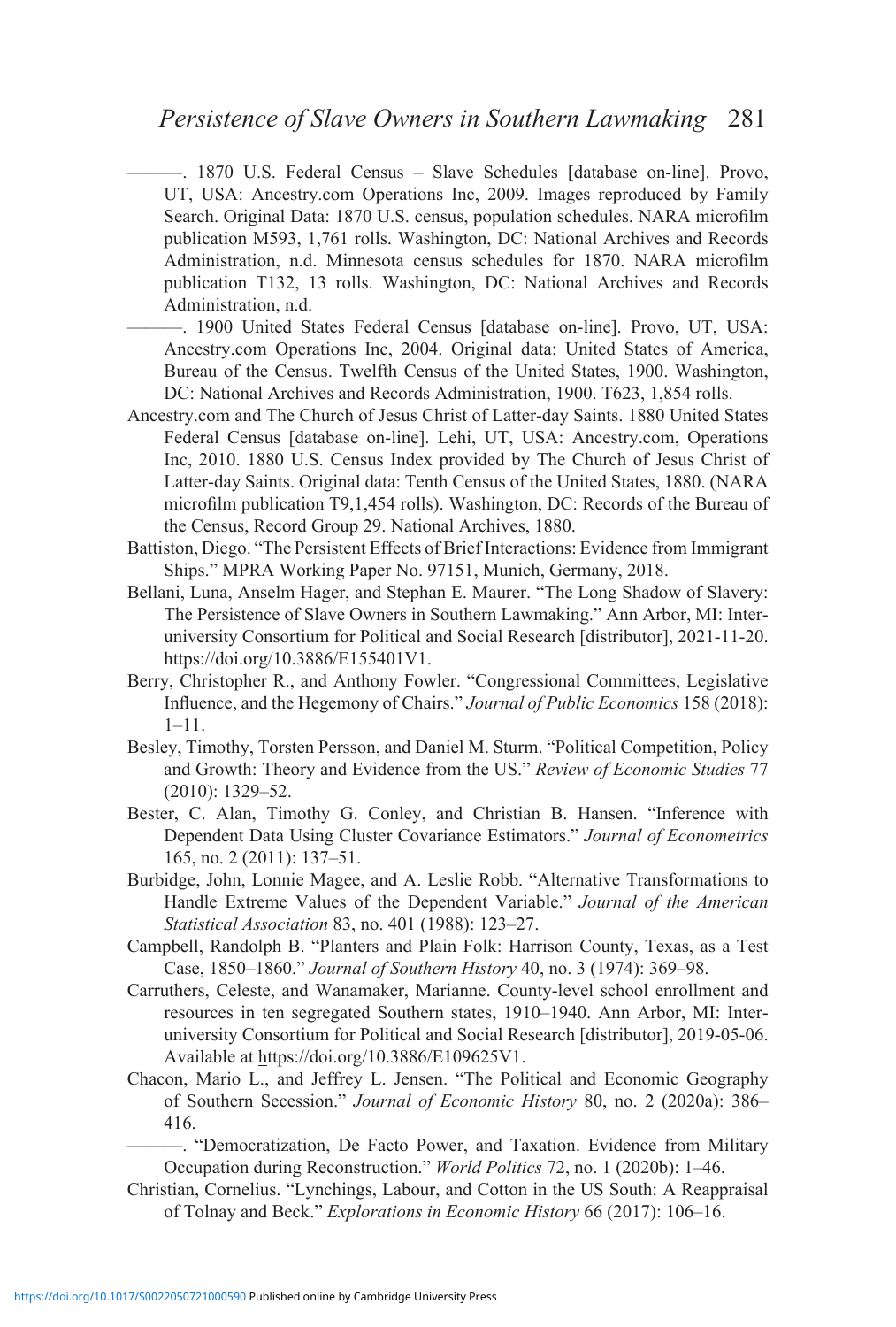———. 1870 U.S. Federal Census – Slave Schedules [database on-line]. Provo, UT, USA: Ancestry.com Operations Inc, 2009. Images reproduced by Family Search. Original Data: 1870 U.S. census, population schedules. NARA microfilm publication M593, 1,761 rolls. Washington, DC: National Archives and Records Administration, n.d. Minnesota census schedules for 1870. NARA microfilm publication T132, 13 rolls. Washington, DC: National Archives and Records Administration, n.d.

———. 1900 United States Federal Census [database on-line]. Provo, UT, USA: Ancestry.com Operations Inc, 2004. Original data: United States of America, Bureau of the Census. Twelfth Census of the United States, 1900. Washington, DC: National Archives and Records Administration, 1900. T623, 1,854 rolls.

Ancestry.com and The Church of Jesus Christ of Latter-day Saints. 1880 United States Federal Census [database on-line]. Lehi, UT, USA: Ancestry.com, Operations Inc, 2010. 1880 U.S. Census Index provided by The Church of Jesus Christ of Latter-day Saints. Original data: Tenth Census of the United States, 1880. (NARA microfilm publication T9,1,454 rolls). Washington, DC: Records of the Bureau of the Census, Record Group 29. National Archives, 1880.

Battiston, Diego. "The Persistent Effects of Brief Interactions: Evidence from Immigrant Ships." MPRA Working Paper No. 97151, Munich, Germany, 2018.

Bellani, Luna, Anselm Hager, and Stephan E. Maurer. "The Long Shadow of Slavery: The Persistence of Slave Owners in Southern Lawmaking." Ann Arbor, MI: Inter-university Consortium for Political and Social Research [distributor], 2021-11-20. https://doi.org/10.3886/E155401V1.

Berry, Christopher R., and Anthony Fowler. "Congressional Committees, Legislative Influence, and the Hegemony of Chairs." *Journal of Public Economics* 158 (2018): 1–11.

Besley, Timothy, Torsten Persson, and Daniel M. Sturm. "Political Competition, Policy and Growth: Theory and Evidence from the US." *Review of Economic Studies* 77 (2010): 1329–52.

Bester, C. Alan, Timothy G. Conley, and Christian B. Hansen. "Inference with Dependent Data Using Cluster Covariance Estimators." *Journal of Econometrics* 165, no. 2 (2011): 137–51.

Burbidge, John, Lonnie Magee, and A. Leslie Robb. "Alternative Transformations to Handle Extreme Values of the Dependent Variable." *Journal of the American Statistical Association* 83, no. 401 (1988): 123–27.

Campbell, Randolph B. "Planters and Plain Folk: Harrison County, Texas, as a Test Case, 1850–1860." *Journal of Southern History* 40, no. 3 (1974): 369–98.

Carruthers, Celeste, and Wanamaker, Marianne. County-level school enrollment and resources in ten segregated Southern states, 1910–1940. Ann Arbor, MI: Inter-university Consortium for Political and Social Research [distributor], 2019-05-06. Available at https://doi.org/10.3886/E109625V1.

Chacon, Mario L., and Jeffrey L. Jensen. "The Political and Economic Geography of Southern Secession." *Journal of Economic History* 80, no. 2 (2020a): 386–416.

———. "Democratization, De Facto Power, and Taxation. Evidence from Military Occupation during Reconstruction." *World Politics* 72, no. 1 (2020b): 1–46.

Christian, Cornelius. "Lynchings, Labour, and Cotton in the US South: A Reappraisal of Tolnay and Beck." *Explorations in Economic History* 66 (2017): 106–16.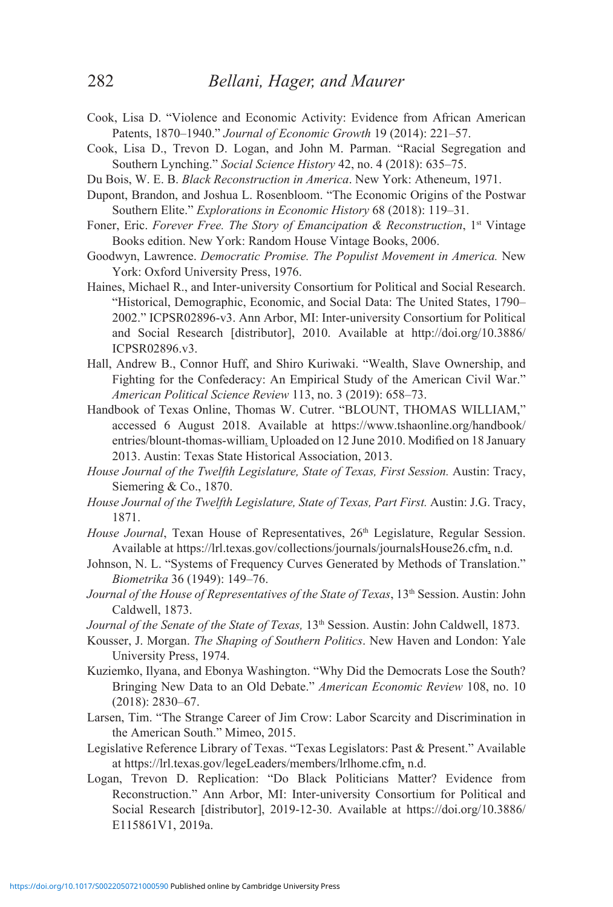Cook, Lisa D. "Violence and Economic Activity: Evidence from African American Patents, 1870–1940." *Journal of Economic Growth* 19 (2014): 221–57.

Cook, Lisa D., Trevon D. Logan, and John M. Parman. "Racial Segregation and Southern Lynching." *Social Science History* 42, no. 4 (2018): 635–75.

Du Bois, W. E. B. *Black Reconstruction in America*. New York: Atheneum, 1971.

Dupont, Brandon, and Joshua L. Rosenbloom. "The Economic Origins of the Postwar Southern Elite." *Explorations in Economic History* 68 (2018): 119–31.

Foner, Eric. *Forever Free. The Story of Emancipation & Reconstruction*, 1st Vintage Books edition. New York: Random House Vintage Books, 2006.

Goodwyn, Lawrence. *Democratic Promise. The Populist Movement in America.* New York: Oxford University Press, 1976.

Haines, Michael R., and Inter-university Consortium for Political and Social Research. "Historical, Demographic, Economic, and Social Data: The United States, 1790–2002." ICPSR02896-v3. Ann Arbor, MI: Inter-university Consortium for Political and Social Research [distributor], 2010. Available at http://doi.org/10.3886/ICPSR02896.v3.

Hall, Andrew B., Connor Huff, and Shiro Kuriwaki. "Wealth, Slave Ownership, and Fighting for the Confederacy: An Empirical Study of the American Civil War." *American Political Science Review* 113, no. 3 (2019): 658–73.

Handbook of Texas Online, Thomas W. Cutrer. "BLOUNT, THOMAS WILLIAM," accessed 6 August 2018. Available at https://www.tshaonline.org/handbook/entries/blount-thomas-william. Uploaded on 12 June 2010. Modified on 18 January 2013. Austin: Texas State Historical Association, 2013.

*House Journal of the Twelfth Legislature, State of Texas, First Session.* Austin: Tracy, Siemering & Co., 1870.

*House Journal of the Twelfth Legislature, State of Texas, Part First.* Austin: J.G. Tracy, 1871.

*House Journal*, Texan House of Representatives, 26th Legislature, Regular Session. Available at https://lrl.texas.gov/collections/journals/journalsHouse26.cfm, n.d.

Johnson, N. L. "Systems of Frequency Curves Generated by Methods of Translation." *Biometrika* 36 (1949): 149–76.

*Journal of the House of Representatives of the State of Texas*, 13th Session. Austin: John Caldwell, 1873.

*Journal of the Senate of the State of Texas,* 13th Session. Austin: John Caldwell, 1873.

Kousser, J. Morgan. *The Shaping of Southern Politics*. New Haven and London: Yale University Press, 1974.

Kuziemko, Ilyana, and Ebonya Washington. "Why Did the Democrats Lose the South? Bringing New Data to an Old Debate." *American Economic Review* 108, no. 10 (2018): 2830–67.

Larsen, Tim. "The Strange Career of Jim Crow: Labor Scarcity and Discrimination in the American South." Mimeo, 2015.

Legislative Reference Library of Texas. "Texas Legislators: Past & Present." Available at https://lrl.texas.gov/legeLeaders/members/lrlhome.cfm, n.d.

Logan, Trevon D. Replication: "Do Black Politicians Matter? Evidence from Reconstruction." Ann Arbor, MI: Inter-university Consortium for Political and Social Research [distributor], 2019-12-30. Available at https://doi.org/10.3886/E115861V1, 2019a.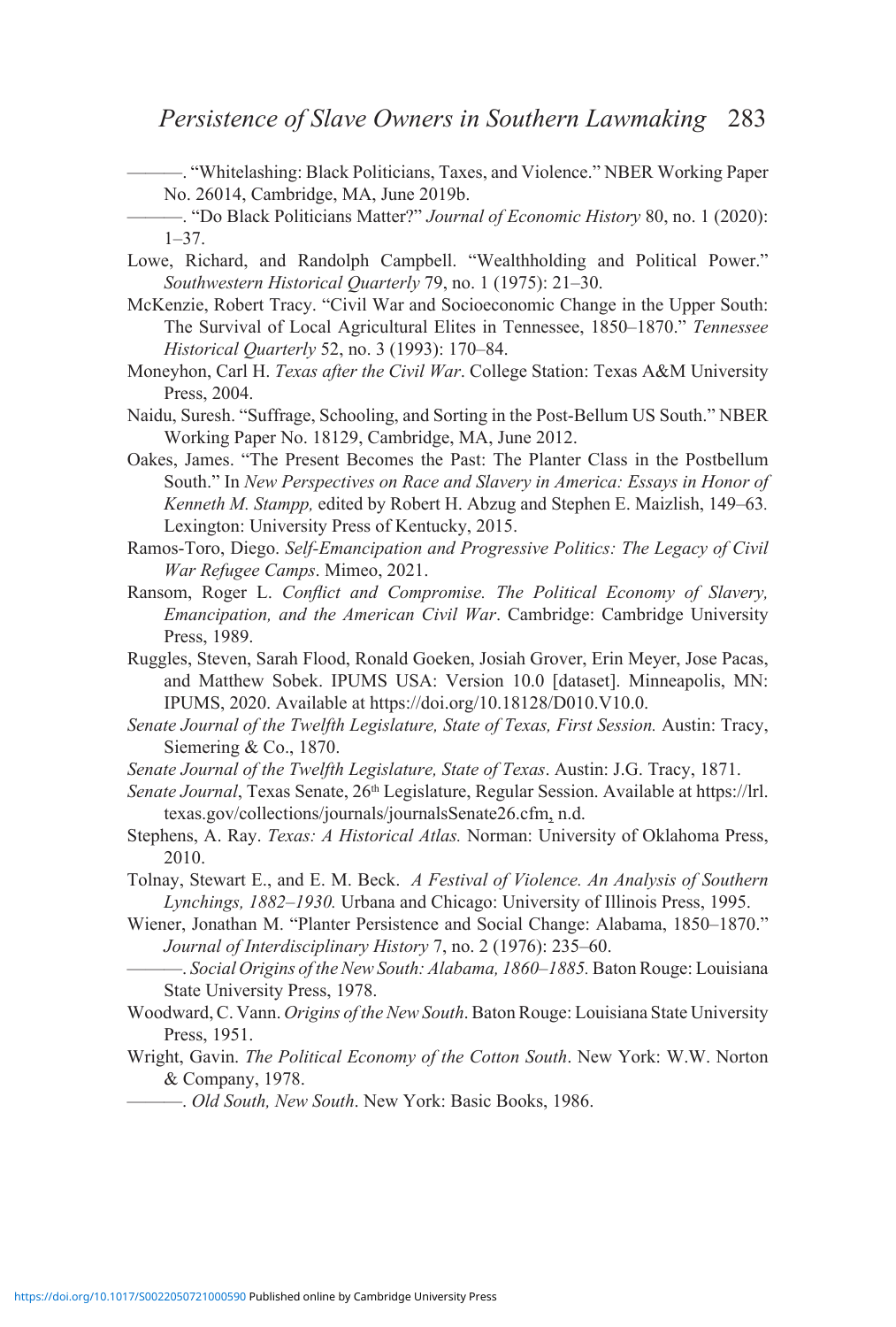———. "Whitelashing: Black Politicians, Taxes, and Violence." NBER Working Paper No. 26014, Cambridge, MA, June 2019b.

———. "Do Black Politicians Matter?" *Journal of Economic History* 80, no. 1 (2020): 1–37.

Lowe, Richard, and Randolph Campbell. "Wealthholding and Political Power." *Southwestern Historical Quarterly* 79, no. 1 (1975): 21–30.

McKenzie, Robert Tracy. "Civil War and Socioeconomic Change in the Upper South: The Survival of Local Agricultural Elites in Tennessee, 1850–1870." *Tennessee Historical Quarterly* 52, no. 3 (1993): 170–84.

Moneyhon, Carl H. *Texas after the Civil War*. College Station: Texas A&M University Press, 2004.

Naidu, Suresh. "Suffrage, Schooling, and Sorting in the Post-Bellum US South." NBER Working Paper No. 18129, Cambridge, MA, June 2012.

Oakes, James. "The Present Becomes the Past: The Planter Class in the Postbellum South." In *New Perspectives on Race and Slavery in America: Essays in Honor of Kenneth M. Stampp,* edited by Robert H. Abzug and Stephen E. Maizlish, 149–63. Lexington: University Press of Kentucky, 2015.

Ramos-Toro, Diego. *Self-Emancipation and Progressive Politics: The Legacy of Civil War Refugee Camps*. Mimeo, 2021.

Ransom, Roger L. *Conflict and Compromise. The Political Economy of Slavery, Emancipation, and the American Civil War*. Cambridge: Cambridge University Press, 1989.

Ruggles, Steven, Sarah Flood, Ronald Goeken, Josiah Grover, Erin Meyer, Jose Pacas, and Matthew Sobek. IPUMS USA: Version 10.0 [dataset]. Minneapolis, MN: IPUMS, 2020. Available at https://doi.org/10.18128/D010.V10.0.

*Senate Journal of the Twelfth Legislature, State of Texas, First Session.* Austin: Tracy, Siemering & Co., 1870.

*Senate Journal of the Twelfth Legislature, State of Texas*. Austin: J.G. Tracy, 1871.

*Senate Journal*, Texas Senate, 26th Legislature, Regular Session. Available at https://lrl.texas.gov/collections/journals/journalsSenate26.cfm, n.d.

Stephens, A. Ray. *Texas: A Historical Atlas.* Norman: University of Oklahoma Press, 2010.

Tolnay, Stewart E., and E. M. Beck. *A Festival of Violence. An Analysis of Southern Lynchings, 1882–1930.* Urbana and Chicago: University of Illinois Press, 1995.

Wiener, Jonathan M. "Planter Persistence and Social Change: Alabama, 1850–1870." *Journal of Interdisciplinary History* 7, no. 2 (1976): 235–60.

———. *Social Origins of the New South: Alabama, 1860–1885.* Baton Rouge: Louisiana State University Press, 1978.

Woodward, C. Vann. *Origins of the New South*. Baton Rouge: Louisiana State University Press, 1951.

Wright, Gavin. *The Political Economy of the Cotton South*. New York: W.W. Norton & Company, 1978.

———. *Old South, New South*. New York: Basic Books, 1986.